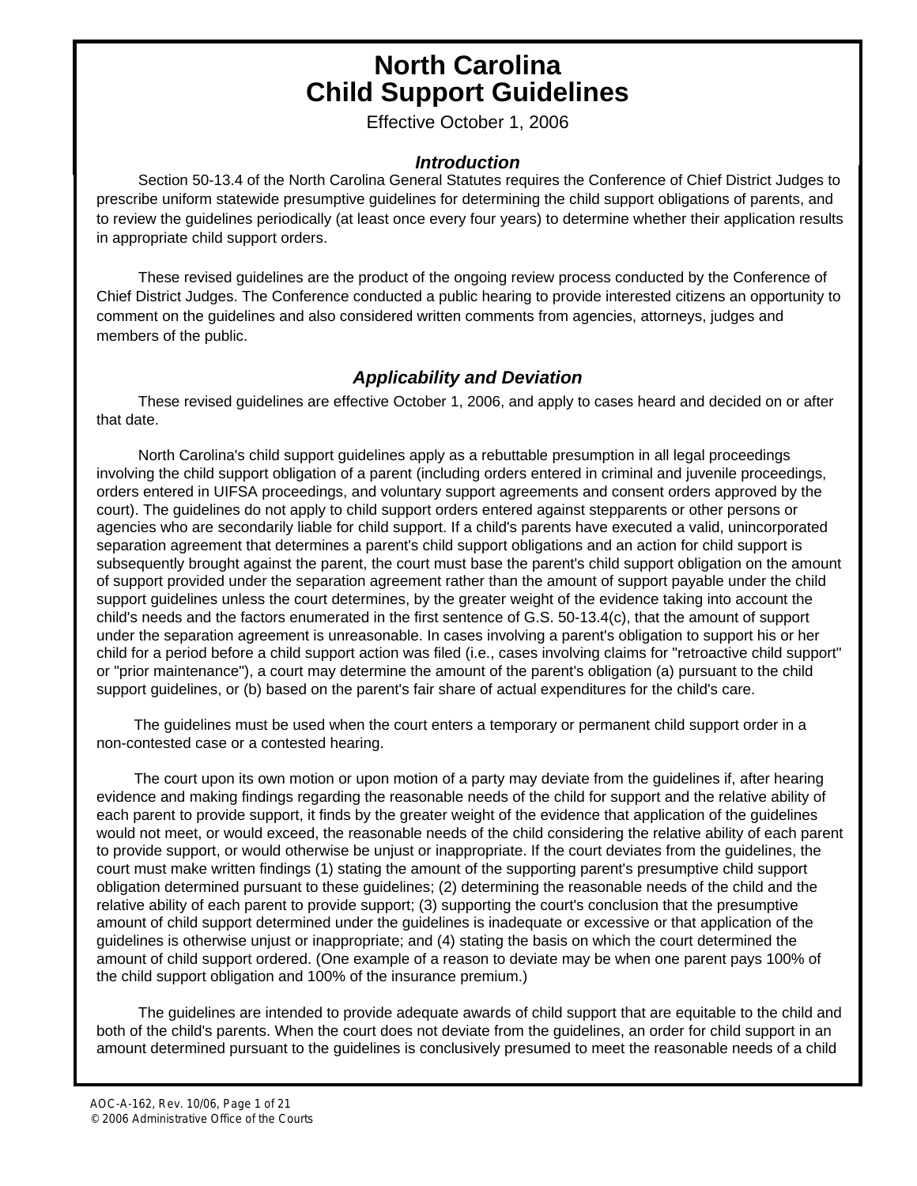# North Carolina
# Child Support Guidelines

Effective October 1, 2006

### *Introduction*

Section 50-13.4 of the North Carolina General Statutes requires the Conference of Chief District Judges to prescribe uniform statewide presumptive guidelines for determining the child support obligations of parents, and to review the guidelines periodically (at least once every four years) to determine whether their application results in appropriate child support orders.

These revised guidelines are the product of the ongoing review process conducted by the Conference of Chief District Judges. The Conference conducted a public hearing to provide interested citizens an opportunity to comment on the guidelines and also considered written comments from agencies, attorneys, judges and members of the public.

## *Applicability and Deviation*

These revised guidelines are effective October 1, 2006, and apply to cases heard and decided on or after that date.

North Carolina's child support guidelines apply as a rebuttable presumption in all legal proceedings involving the child support obligation of a parent (including orders entered in criminal and juvenile proceedings, orders entered in UIFSA proceedings, and voluntary support agreements and consent orders approved by the court). The guidelines do not apply to child support orders entered against stepparents or other persons or agencies who are secondarily liable for child support. If a child's parents have executed a valid, unincorporated separation agreement that determines a parent's child support obligations and an action for child support is subsequently brought against the parent, the court must base the parent's child support obligation on the amount of support provided under the separation agreement rather than the amount of support payable under the child support guidelines unless the court determines, by the greater weight of the evidence taking into account the child's needs and the factors enumerated in the first sentence of G.S. 50-13.4(c), that the amount of support under the separation agreement is unreasonable. In cases involving a parent's obligation to support his or her child for a period before a child support action was filed (i.e., cases involving claims for "retroactive child support" or "prior maintenance"), a court may determine the amount of the parent's obligation (a) pursuant to the child support guidelines, or (b) based on the parent's fair share of actual expenditures for the child's care.

The guidelines must be used when the court enters a temporary or permanent child support order in a non-contested case or a contested hearing.

The court upon its own motion or upon motion of a party may deviate from the guidelines if, after hearing evidence and making findings regarding the reasonable needs of the child for support and the relative ability of each parent to provide support, it finds by the greater weight of the evidence that application of the guidelines would not meet, or would exceed, the reasonable needs of the child considering the relative ability of each parent to provide support, or would otherwise be unjust or inappropriate. If the court deviates from the guidelines, the court must make written findings (1) stating the amount of the supporting parent's presumptive child support obligation determined pursuant to these guidelines; (2) determining the reasonable needs of the child and the relative ability of each parent to provide support; (3) supporting the court's conclusion that the presumptive amount of child support determined under the guidelines is inadequate or excessive or that application of the guidelines is otherwise unjust or inappropriate; and (4) stating the basis on which the court determined the amount of child support ordered. (One example of a reason to deviate may be when one parent pays 100% of the child support obligation and 100% of the insurance premium.)

The guidelines are intended to provide adequate awards of child support that are equitable to the child and both of the child's parents. When the court does not deviate from the guidelines, an order for child support in an amount determined pursuant to the guidelines is conclusively presumed to meet the reasonable needs of a child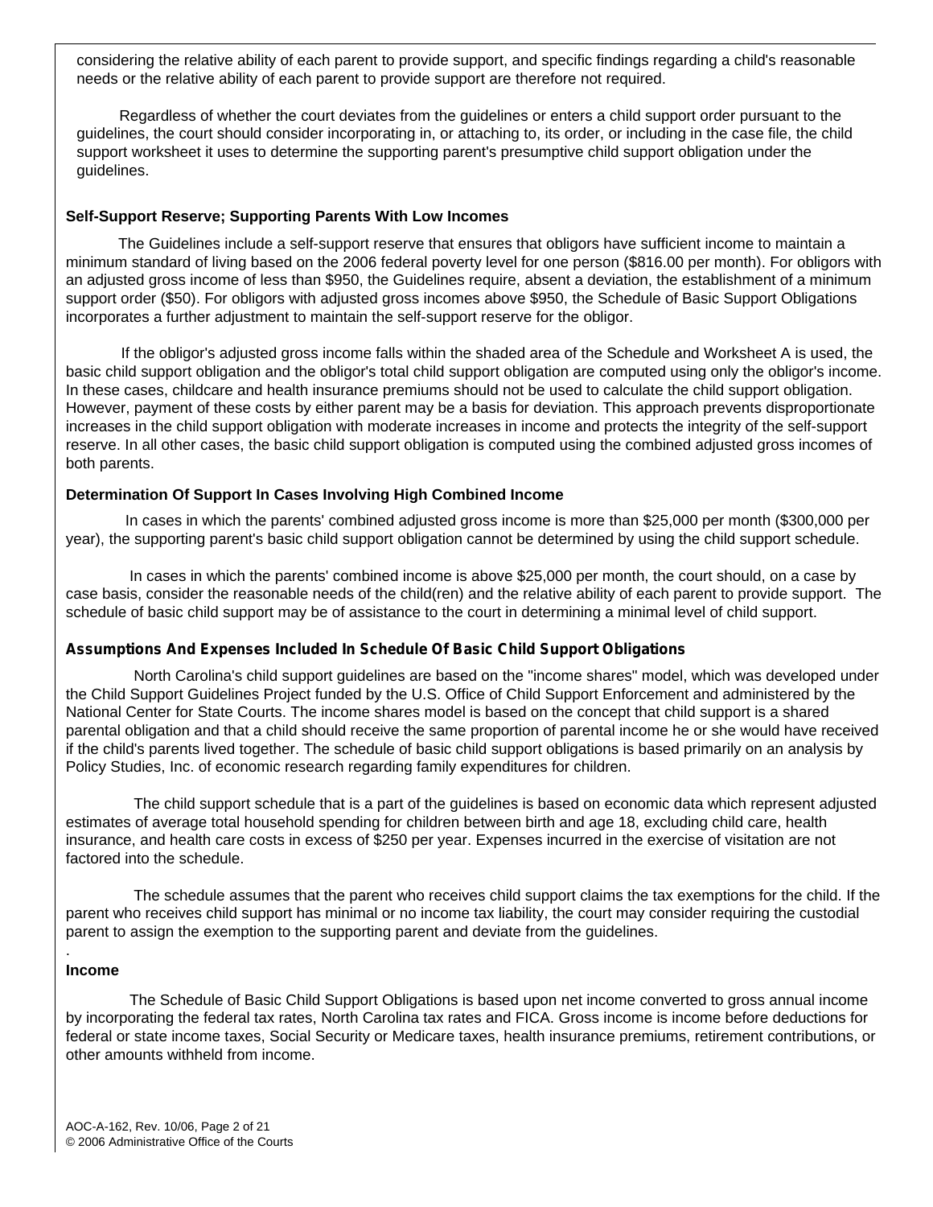considering the relative ability of each parent to provide support, and specific findings regarding a child's reasonable needs or the relative ability of each parent to provide support are therefore not required.

Regardless of whether the court deviates from the guidelines or enters a child support order pursuant to the guidelines, the court should consider incorporating in, or attaching to, its order, or including in the case file, the child support worksheet it uses to determine the supporting parent's presumptive child support obligation under the guidelines.

**Self-Support Reserve; Supporting Parents With Low Incomes**

The Guidelines include a self-support reserve that ensures that obligors have sufficient income to maintain a minimum standard of living based on the 2006 federal poverty level for one person ($816.00 per month). For obligors with an adjusted gross income of less than $950, the Guidelines require, absent a deviation, the establishment of a minimum support order ($50). For obligors with adjusted gross incomes above $950, the Schedule of Basic Support Obligations incorporates a further adjustment to maintain the self-support reserve for the obligor.

If the obligor's adjusted gross income falls within the shaded area of the Schedule and Worksheet A is used, the basic child support obligation and the obligor's total child support obligation are computed using only the obligor's income. In these cases, childcare and health insurance premiums should not be used to calculate the child support obligation. However, payment of these costs by either parent may be a basis for deviation. This approach prevents disproportionate increases in the child support obligation with moderate increases in income and protects the integrity of the self-support reserve. In all other cases, the basic child support obligation is computed using the combined adjusted gross incomes of both parents.

**Determination Of Support In Cases Involving High Combined Income**

In cases in which the parents' combined adjusted gross income is more than $25,000 per month ($300,000 per year), the supporting parent's basic child support obligation cannot be determined by using the child support schedule.

In cases in which the parents' combined income is above $25,000 per month, the court should, on a case by case basis, consider the reasonable needs of the child(ren) and the relative ability of each parent to provide support. The schedule of basic child support may be of assistance to the court in determining a minimal level of child support.

**Assumptions And Expenses Included In Schedule Of Basic Child Support Obligations**

North Carolina's child support guidelines are based on the "income shares" model, which was developed under the Child Support Guidelines Project funded by the U.S. Office of Child Support Enforcement and administered by the National Center for State Courts. The income shares model is based on the concept that child support is a shared parental obligation and that a child should receive the same proportion of parental income he or she would have received if the child's parents lived together. The schedule of basic child support obligations is based primarily on an analysis by Policy Studies, Inc. of economic research regarding family expenditures for children.

The child support schedule that is a part of the guidelines is based on economic data which represent adjusted estimates of average total household spending for children between birth and age 18, excluding child care, health insurance, and health care costs in excess of $250 per year. Expenses incurred in the exercise of visitation are not factored into the schedule.

The schedule assumes that the parent who receives child support claims the tax exemptions for the child. If the parent who receives child support has minimal or no income tax liability, the court may consider requiring the custodial parent to assign the exemption to the supporting parent and deviate from the guidelines.

**Income**

The Schedule of Basic Child Support Obligations is based upon net income converted to gross annual income by incorporating the federal tax rates, North Carolina tax rates and FICA. Gross income is income before deductions for federal or state income taxes, Social Security or Medicare taxes, health insurance premiums, retirement contributions, or other amounts withheld from income.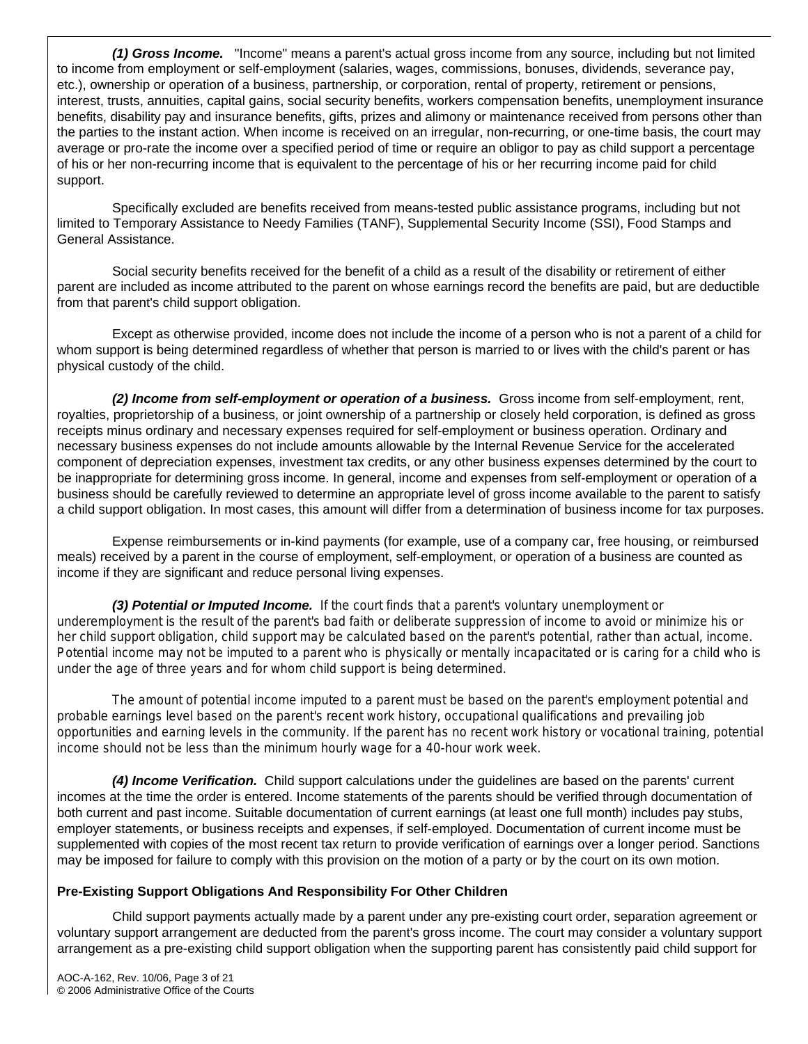***(1) Gross Income.*** "Income" means a parent's actual gross income from any source, including but not limited to income from employment or self-employment (salaries, wages, commissions, bonuses, dividends, severance pay, etc.), ownership or operation of a business, partnership, or corporation, rental of property, retirement or pensions, interest, trusts, annuities, capital gains, social security benefits, workers compensation benefits, unemployment insurance benefits, disability pay and insurance benefits, gifts, prizes and alimony or maintenance received from persons other than the parties to the instant action. When income is received on an irregular, non-recurring, or one-time basis, the court may average or pro-rate the income over a specified period of time or require an obligor to pay as child support a percentage of his or her non-recurring income that is equivalent to the percentage of his or her recurring income paid for child support.

Specifically excluded are benefits received from means-tested public assistance programs, including but not limited to Temporary Assistance to Needy Families (TANF), Supplemental Security Income (SSI), Food Stamps and General Assistance.

Social security benefits received for the benefit of a child as a result of the disability or retirement of either parent are included as income attributed to the parent on whose earnings record the benefits are paid, but are deductible from that parent's child support obligation.

Except as otherwise provided, income does not include the income of a person who is not a parent of a child for whom support is being determined regardless of whether that person is married to or lives with the child's parent or has physical custody of the child.

***(2) Income from self-employment or operation of a business.*** Gross income from self-employment, rent, royalties, proprietorship of a business, or joint ownership of a partnership or closely held corporation, is defined as gross receipts minus ordinary and necessary expenses required for self-employment or business operation. Ordinary and necessary business expenses do not include amounts allowable by the Internal Revenue Service for the accelerated component of depreciation expenses, investment tax credits, or any other business expenses determined by the court to be inappropriate for determining gross income. In general, income and expenses from self-employment or operation of a business should be carefully reviewed to determine an appropriate level of gross income available to the parent to satisfy a child support obligation. In most cases, this amount will differ from a determination of business income for tax purposes.

Expense reimbursements or in-kind payments (for example, use of a company car, free housing, or reimbursed meals) received by a parent in the course of employment, self-employment, or operation of a business are counted as income if they are significant and reduce personal living expenses.

***(3) Potential or Imputed Income.*** If the court finds that a parent's voluntary unemployment or underemployment is the result of the parent's bad faith or deliberate suppression of income to avoid or minimize his or her child support obligation, child support may be calculated based on the parent's potential, rather than actual, income. Potential income may not be imputed to a parent who is physically or mentally incapacitated or is caring for a child who is under the age of three years and for whom child support is being determined.

The amount of potential income imputed to a parent must be based on the parent's employment potential and probable earnings level based on the parent's recent work history, occupational qualifications and prevailing job opportunities and earning levels in the community. If the parent has no recent work history or vocational training, potential income should not be less than the minimum hourly wage for a 40-hour work week.

***(4) Income Verification.*** Child support calculations under the guidelines are based on the parents' current incomes at the time the order is entered. Income statements of the parents should be verified through documentation of both current and past income. Suitable documentation of current earnings (at least one full month) includes pay stubs, employer statements, or business receipts and expenses, if self-employed. Documentation of current income must be supplemented with copies of the most recent tax return to provide verification of earnings over a longer period. Sanctions may be imposed for failure to comply with this provision on the motion of a party or by the court on its own motion.

**Pre-Existing Support Obligations And Responsibility For Other Children**

Child support payments actually made by a parent under any pre-existing court order, separation agreement or voluntary support arrangement are deducted from the parent's gross income. The court may consider a voluntary support arrangement as a pre-existing child support obligation when the supporting parent has consistently paid child support for

AOC-A-162, Rev. 10/06
© 2006 Administrative Office of the Courts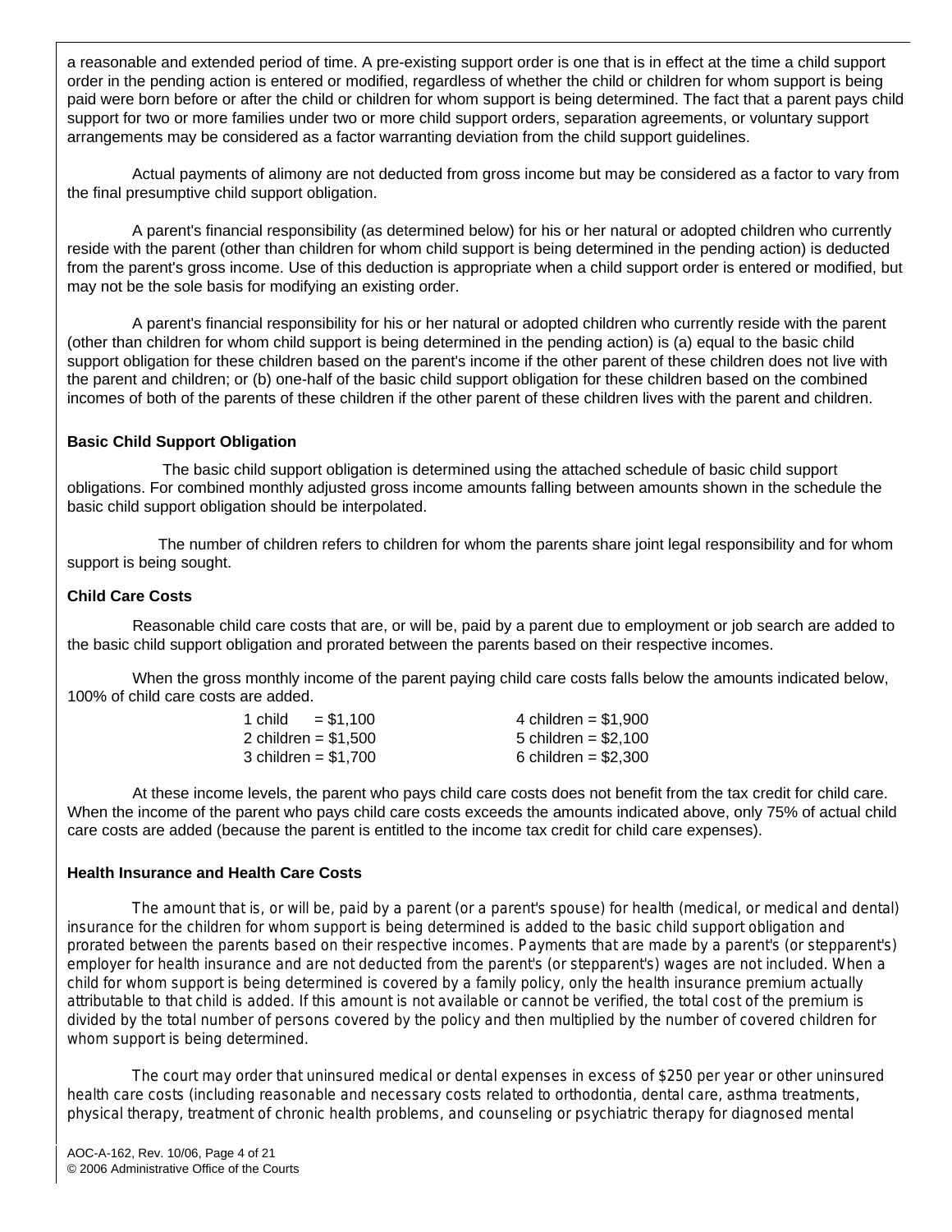a reasonable and extended period of time. A pre-existing support order is one that is in effect at the time a child support order in the pending action is entered or modified, regardless of whether the child or children for whom support is being paid were born before or after the child or children for whom support is being determined. The fact that a parent pays child support for two or more families under two or more child support orders, separation agreements, or voluntary support arrangements may be considered as a factor warranting deviation from the child support guidelines.

Actual payments of alimony are not deducted from gross income but may be considered as a factor to vary from the final presumptive child support obligation.

A parent's financial responsibility (as determined below) for his or her natural or adopted children who currently reside with the parent (other than children for whom child support is being determined in the pending action) is deducted from the parent's gross income. Use of this deduction is appropriate when a child support order is entered or modified, but may not be the sole basis for modifying an existing order.

A parent's financial responsibility for his or her natural or adopted children who currently reside with the parent (other than children for whom child support is being determined in the pending action) is (a) equal to the basic child support obligation for these children based on the parent's income if the other parent of these children does not live with the parent and children; or (b) one-half of the basic child support obligation for these children based on the combined incomes of both of the parents of these children if the other parent of these children lives with the parent and children.

**Basic Child Support Obligation**

The basic child support obligation is determined using the attached schedule of basic child support obligations. For combined monthly adjusted gross income amounts falling between amounts shown in the schedule the basic child support obligation should be interpolated.

The number of children refers to children for whom the parents share joint legal responsibility and for whom support is being sought.

**Child Care Costs**

Reasonable child care costs that are, or will be, paid by a parent due to employment or job search are added to the basic child support obligation and prorated between the parents based on their respective incomes.

When the gross monthly income of the parent paying child care costs falls below the amounts indicated below, 100% of child care costs are added.

| | |
|---|---|
| 1 child = $1,100 | 4 children = $1,900 |
| 2 children = $1,500 | 5 children = $2,100 |
| 3 children = $1,700 | 6 children = $2,300 |

At these income levels, the parent who pays child care costs does not benefit from the tax credit for child care. When the income of the parent who pays child care costs exceeds the amounts indicated above, only 75% of actual child care costs are added (because the parent is entitled to the income tax credit for child care expenses).

**Health Insurance and Health Care Costs**

The amount that is, or will be, paid by a parent (or a parent's spouse) for health (medical, or medical and dental) insurance for the children for whom support is being determined is added to the basic child support obligation and prorated between the parents based on their respective incomes. Payments that are made by a parent's (or stepparent's) employer for health insurance and are not deducted from the parent's (or stepparent's) wages are not included. When a child for whom support is being determined is covered by a family policy, only the health insurance premium actually attributable to that child is added. If this amount is not available or cannot be verified, the total cost of the premium is divided by the total number of persons covered by the policy and then multiplied by the number of covered children for whom support is being determined.

The court may order that uninsured medical or dental expenses in excess of $250 per year or other uninsured health care costs (including reasonable and necessary costs related to orthodontia, dental care, asthma treatments, physical therapy, treatment of chronic health problems, and counseling or psychiatric therapy for diagnosed mental

AOC-A-162, Rev. 10/06
© 2006 Administrative Office of the Courts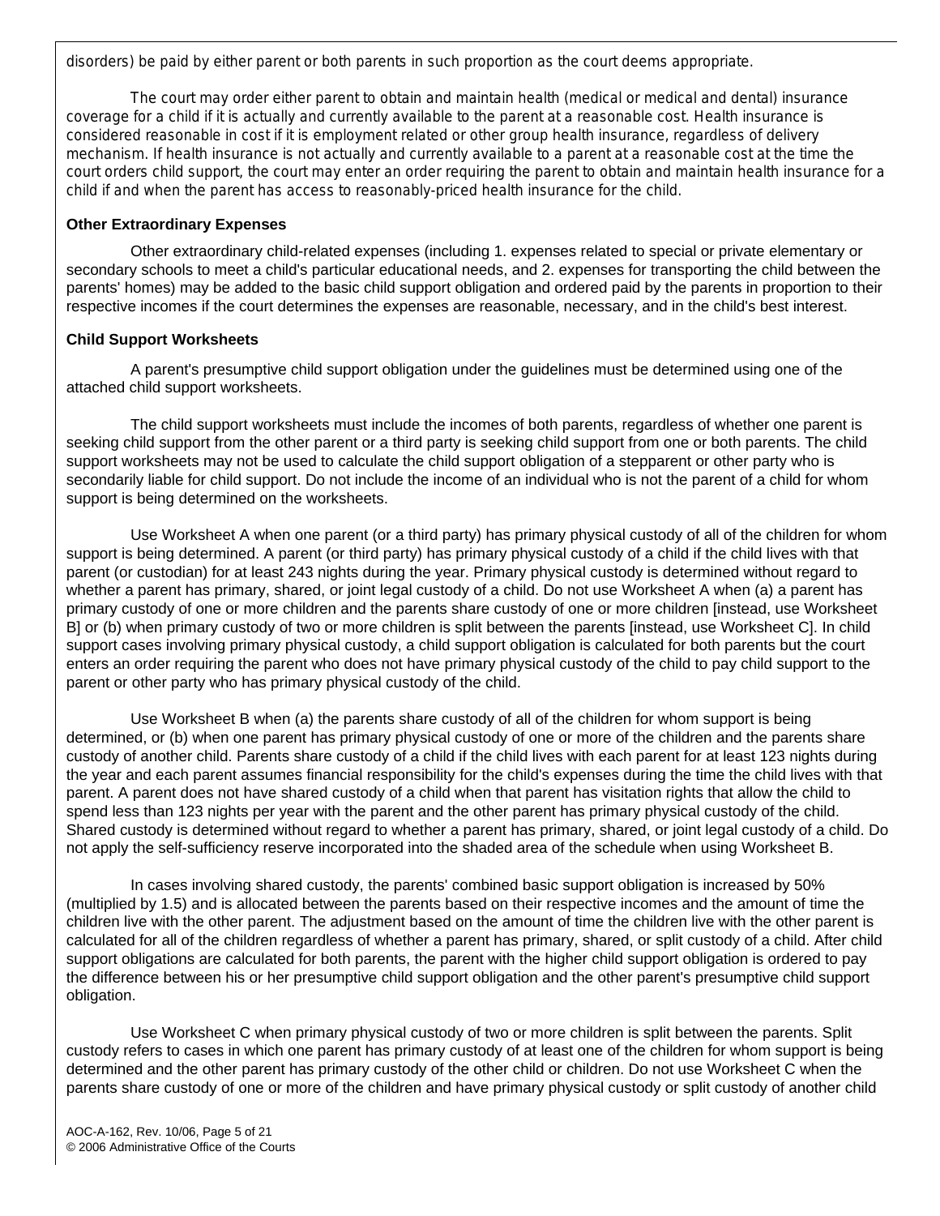disorders) be paid by either parent or both parents in such proportion as the court deems appropriate.

The court may order either parent to obtain and maintain health (medical or medical and dental) insurance coverage for a child if it is actually and currently available to the parent at a reasonable cost. Health insurance is considered reasonable in cost if it is employment related or other group health insurance, regardless of delivery mechanism. If health insurance is not actually and currently available to a parent at a reasonable cost at the time the court orders child support, the court may enter an order requiring the parent to obtain and maintain health insurance for a child if and when the parent has access to reasonably-priced health insurance for the child.

**Other Extraordinary Expenses**

Other extraordinary child-related expenses (including 1. expenses related to special or private elementary or secondary schools to meet a child's particular educational needs, and 2. expenses for transporting the child between the parents' homes) may be added to the basic child support obligation and ordered paid by the parents in proportion to their respective incomes if the court determines the expenses are reasonable, necessary, and in the child's best interest.

**Child Support Worksheets**

A parent's presumptive child support obligation under the guidelines must be determined using one of the attached child support worksheets.

The child support worksheets must include the incomes of both parents, regardless of whether one parent is seeking child support from the other parent or a third party is seeking child support from one or both parents. The child support worksheets may not be used to calculate the child support obligation of a stepparent or other party who is secondarily liable for child support. Do not include the income of an individual who is not the parent of a child for whom support is being determined on the worksheets.

Use Worksheet A when one parent (or a third party) has primary physical custody of all of the children for whom support is being determined. A parent (or third party) has primary physical custody of a child if the child lives with that parent (or custodian) for at least 243 nights during the year. Primary physical custody is determined without regard to whether a parent has primary, shared, or joint legal custody of a child. Do not use Worksheet A when (a) a parent has primary custody of one or more children and the parents share custody of one or more children [instead, use Worksheet B] or (b) when primary custody of two or more children is split between the parents [instead, use Worksheet C]. In child support cases involving primary physical custody, a child support obligation is calculated for both parents but the court enters an order requiring the parent who does not have primary physical custody of the child to pay child support to the parent or other party who has primary physical custody of the child.

Use Worksheet B when (a) the parents share custody of all of the children for whom support is being determined, or (b) when one parent has primary physical custody of one or more of the children and the parents share custody of another child. Parents share custody of a child if the child lives with each parent for at least 123 nights during the year and each parent assumes financial responsibility for the child's expenses during the time the child lives with that parent. A parent does not have shared custody of a child when that parent has visitation rights that allow the child to spend less than 123 nights per year with the parent and the other parent has primary physical custody of the child. Shared custody is determined without regard to whether a parent has primary, shared, or joint legal custody of a child. Do not apply the self-sufficiency reserve incorporated into the shaded area of the schedule when using Worksheet B.

In cases involving shared custody, the parents' combined basic support obligation is increased by 50% (multiplied by 1.5) and is allocated between the parents based on their respective incomes and the amount of time the children live with the other parent. The adjustment based on the amount of time the children live with the other parent is calculated for all of the children regardless of whether a parent has primary, shared, or split custody of a child. After child support obligations are calculated for both parents, the parent with the higher child support obligation is ordered to pay the difference between his or her presumptive child support obligation and the other parent's presumptive child support obligation.

Use Worksheet C when primary physical custody of two or more children is split between the parents. Split custody refers to cases in which one parent has primary custody of at least one of the children for whom support is being determined and the other parent has primary custody of the other child or children. Do not use Worksheet C when the parents share custody of one or more of the children and have primary physical custody or split custody of another child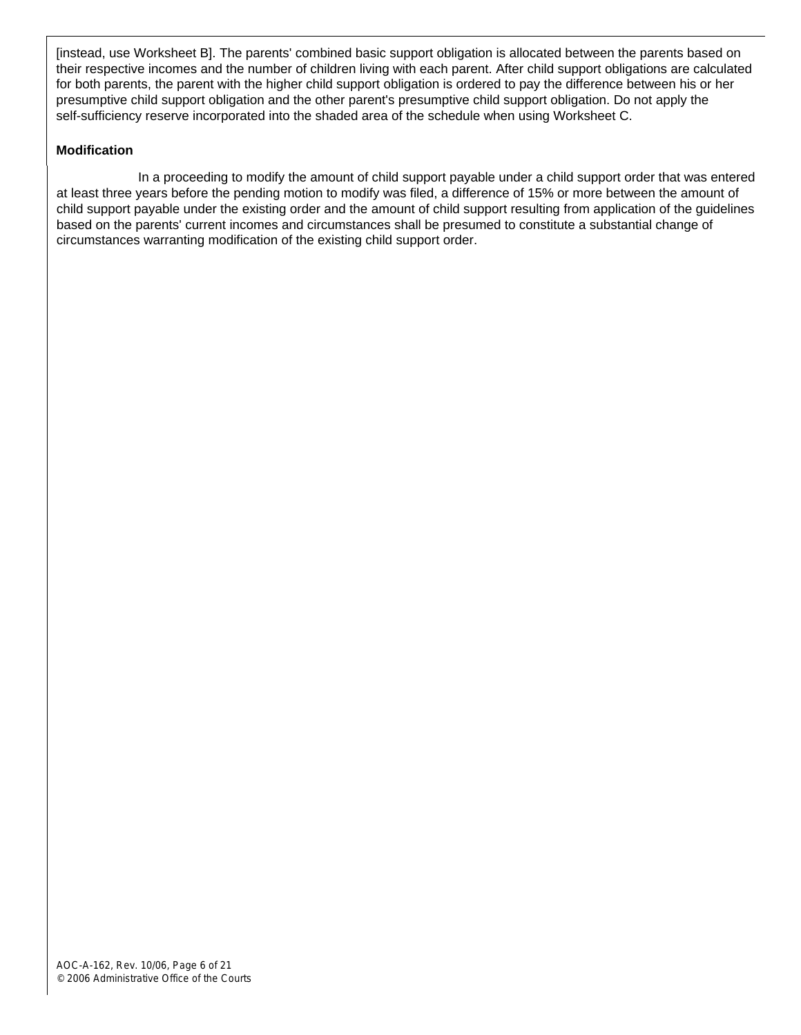[instead, use Worksheet B]. The parents' combined basic support obligation is allocated between the parents based on their respective incomes and the number of children living with each parent. After child support obligations are calculated for both parents, the parent with the higher child support obligation is ordered to pay the difference between his or her presumptive child support obligation and the other parent's presumptive child support obligation. Do not apply the self-sufficiency reserve incorporated into the shaded area of the schedule when using Worksheet C.

**Modification**

In a proceeding to modify the amount of child support payable under a child support order that was entered at least three years before the pending motion to modify was filed, a difference of 15% or more between the amount of child support payable under the existing order and the amount of child support resulting from application of the guidelines based on the parents' current incomes and circumstances shall be presumed to constitute a substantial change of circumstances warranting modification of the existing child support order.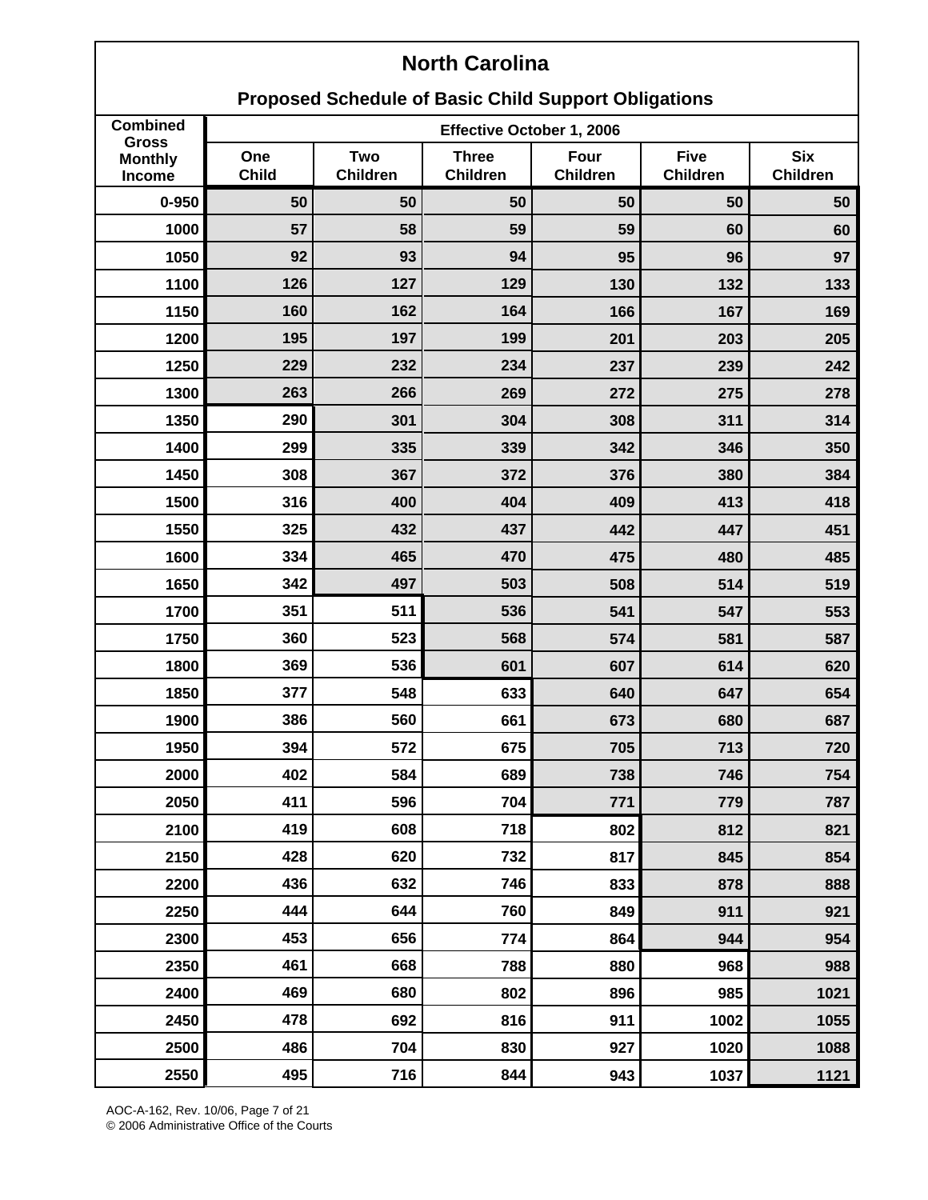# North Carolina

## Proposed Schedule of Basic Child Support Obligations

| Combined Gross Monthly Income | Effective October 1, 2006 | | | | | |
|---|---|---|---|---|---|---|
| | One Child | Two Children | Three Children | Four Children | Five Children | Six Children |
| 0-950 | 50 | 50 | 50 | 50 | 50 | 50 |
| 1000 | 57 | 58 | 59 | 59 | 60 | 60 |
| 1050 | 92 | 93 | 94 | 95 | 96 | 97 |
| 1100 | 126 | 127 | 129 | 130 | 132 | 133 |
| 1150 | 160 | 162 | 164 | 166 | 167 | 169 |
| 1200 | 195 | 197 | 199 | 201 | 203 | 205 |
| 1250 | 229 | 232 | 234 | 237 | 239 | 242 |
| 1300 | 263 | 266 | 269 | 272 | 275 | 278 |
| 1350 | 290 | 301 | 304 | 308 | 311 | 314 |
| 1400 | 299 | 335 | 339 | 342 | 346 | 350 |
| 1450 | 308 | 367 | 372 | 376 | 380 | 384 |
| 1500 | 316 | 400 | 404 | 409 | 413 | 418 |
| 1550 | 325 | 432 | 437 | 442 | 447 | 451 |
| 1600 | 334 | 465 | 470 | 475 | 480 | 485 |
| 1650 | 342 | 497 | 503 | 508 | 514 | 519 |
| 1700 | 351 | 511 | 536 | 541 | 547 | 553 |
| 1750 | 360 | 523 | 568 | 574 | 581 | 587 |
| 1800 | 369 | 536 | 601 | 607 | 614 | 620 |
| 1850 | 377 | 548 | 633 | 640 | 647 | 654 |
| 1900 | 386 | 560 | 661 | 673 | 680 | 687 |
| 1950 | 394 | 572 | 675 | 705 | 713 | 720 |
| 2000 | 402 | 584 | 689 | 738 | 746 | 754 |
| 2050 | 411 | 596 | 704 | 771 | 779 | 787 |
| 2100 | 419 | 608 | 718 | 802 | 812 | 821 |
| 2150 | 428 | 620 | 732 | 817 | 845 | 854 |
| 2200 | 436 | 632 | 746 | 833 | 878 | 888 |
| 2250 | 444 | 644 | 760 | 849 | 911 | 921 |
| 2300 | 453 | 656 | 774 | 864 | 944 | 954 |
| 2350 | 461 | 668 | 788 | 880 | 968 | 988 |
| 2400 | 469 | 680 | 802 | 896 | 985 | 1021 |
| 2450 | 478 | 692 | 816 | 911 | 1002 | 1055 |
| 2500 | 486 | 704 | 830 | 927 | 1020 | 1088 |
| 2550 | 495 | 716 | 844 | 943 | 1037 | 1121 |

AOC-A-162, Rev. 10/06, Page 7 of 21
© 2006 Administrative Office of the Courts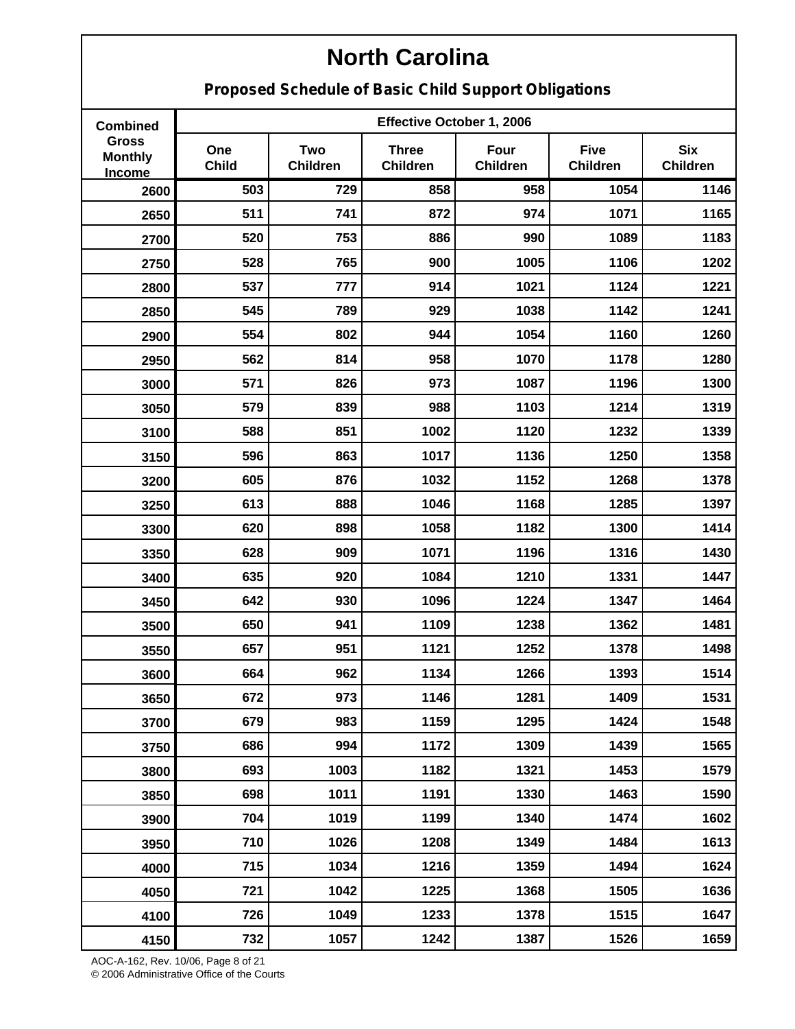# North Carolina

## Proposed Schedule of Basic Child Support Obligations

| Combined Gross Monthly Income | Effective October 1, 2006 | | | | | |
|---|---|---|---|---|---|---|
| | One Child | Two Children | Three Children | Four Children | Five Children | Six Children |
| 2600 | 503 | 729 | 858 | 958 | 1054 | 1146 |
| 2650 | 511 | 741 | 872 | 974 | 1071 | 1165 |
| 2700 | 520 | 753 | 886 | 990 | 1089 | 1183 |
| 2750 | 528 | 765 | 900 | 1005 | 1106 | 1202 |
| 2800 | 537 | 777 | 914 | 1021 | 1124 | 1221 |
| 2850 | 545 | 789 | 929 | 1038 | 1142 | 1241 |
| 2900 | 554 | 802 | 944 | 1054 | 1160 | 1260 |
| 2950 | 562 | 814 | 958 | 1070 | 1178 | 1280 |
| 3000 | 571 | 826 | 973 | 1087 | 1196 | 1300 |
| 3050 | 579 | 839 | 988 | 1103 | 1214 | 1319 |
| 3100 | 588 | 851 | 1002 | 1120 | 1232 | 1339 |
| 3150 | 596 | 863 | 1017 | 1136 | 1250 | 1358 |
| 3200 | 605 | 876 | 1032 | 1152 | 1268 | 1378 |
| 3250 | 613 | 888 | 1046 | 1168 | 1285 | 1397 |
| 3300 | 620 | 898 | 1058 | 1182 | 1300 | 1414 |
| 3350 | 628 | 909 | 1071 | 1196 | 1316 | 1430 |
| 3400 | 635 | 920 | 1084 | 1210 | 1331 | 1447 |
| 3450 | 642 | 930 | 1096 | 1224 | 1347 | 1464 |
| 3500 | 650 | 941 | 1109 | 1238 | 1362 | 1481 |
| 3550 | 657 | 951 | 1121 | 1252 | 1378 | 1498 |
| 3600 | 664 | 962 | 1134 | 1266 | 1393 | 1514 |
| 3650 | 672 | 973 | 1146 | 1281 | 1409 | 1531 |
| 3700 | 679 | 983 | 1159 | 1295 | 1424 | 1548 |
| 3750 | 686 | 994 | 1172 | 1309 | 1439 | 1565 |
| 3800 | 693 | 1003 | 1182 | 1321 | 1453 | 1579 |
| 3850 | 698 | 1011 | 1191 | 1330 | 1463 | 1590 |
| 3900 | 704 | 1019 | 1199 | 1340 | 1474 | 1602 |
| 3950 | 710 | 1026 | 1208 | 1349 | 1484 | 1613 |
| 4000 | 715 | 1034 | 1216 | 1359 | 1494 | 1624 |
| 4050 | 721 | 1042 | 1225 | 1368 | 1505 | 1636 |
| 4100 | 726 | 1049 | 1233 | 1378 | 1515 | 1647 |
| 4150 | 732 | 1057 | 1242 | 1387 | 1526 | 1659 |

AOC-A-162, Rev. 10/06, Page 8 of 21
© 2006 Administrative Office of the Courts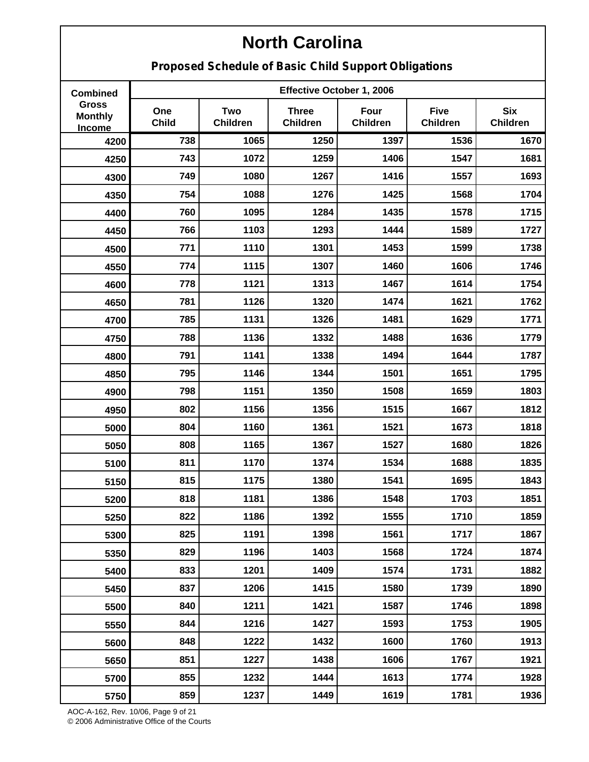# North Carolina

## Proposed Schedule of Basic Child Support Obligations

| Combined Gross Monthly Income | Effective October 1, 2006 | | | | | |
|---|---|---|---|---|---|---|
| | One Child | Two Children | Three Children | Four Children | Five Children | Six Children |
| 4200 | 738 | 1065 | 1250 | 1397 | 1536 | 1670 |
| 4250 | 743 | 1072 | 1259 | 1406 | 1547 | 1681 |
| 4300 | 749 | 1080 | 1267 | 1416 | 1557 | 1693 |
| 4350 | 754 | 1088 | 1276 | 1425 | 1568 | 1704 |
| 4400 | 760 | 1095 | 1284 | 1435 | 1578 | 1715 |
| 4450 | 766 | 1103 | 1293 | 1444 | 1589 | 1727 |
| 4500 | 771 | 1110 | 1301 | 1453 | 1599 | 1738 |
| 4550 | 774 | 1115 | 1307 | 1460 | 1606 | 1746 |
| 4600 | 778 | 1121 | 1313 | 1467 | 1614 | 1754 |
| 4650 | 781 | 1126 | 1320 | 1474 | 1621 | 1762 |
| 4700 | 785 | 1131 | 1326 | 1481 | 1629 | 1771 |
| 4750 | 788 | 1136 | 1332 | 1488 | 1636 | 1779 |
| 4800 | 791 | 1141 | 1338 | 1494 | 1644 | 1787 |
| 4850 | 795 | 1146 | 1344 | 1501 | 1651 | 1795 |
| 4900 | 798 | 1151 | 1350 | 1508 | 1659 | 1803 |
| 4950 | 802 | 1156 | 1356 | 1515 | 1667 | 1812 |
| 5000 | 804 | 1160 | 1361 | 1521 | 1673 | 1818 |
| 5050 | 808 | 1165 | 1367 | 1527 | 1680 | 1826 |
| 5100 | 811 | 1170 | 1374 | 1534 | 1688 | 1835 |
| 5150 | 815 | 1175 | 1380 | 1541 | 1695 | 1843 |
| 5200 | 818 | 1181 | 1386 | 1548 | 1703 | 1851 |
| 5250 | 822 | 1186 | 1392 | 1555 | 1710 | 1859 |
| 5300 | 825 | 1191 | 1398 | 1561 | 1717 | 1867 |
| 5350 | 829 | 1196 | 1403 | 1568 | 1724 | 1874 |
| 5400 | 833 | 1201 | 1409 | 1574 | 1731 | 1882 |
| 5450 | 837 | 1206 | 1415 | 1580 | 1739 | 1890 |
| 5500 | 840 | 1211 | 1421 | 1587 | 1746 | 1898 |
| 5550 | 844 | 1216 | 1427 | 1593 | 1753 | 1905 |
| 5600 | 848 | 1222 | 1432 | 1600 | 1760 | 1913 |
| 5650 | 851 | 1227 | 1438 | 1606 | 1767 | 1921 |
| 5700 | 855 | 1232 | 1444 | 1613 | 1774 | 1928 |
| 5750 | 859 | 1237 | 1449 | 1619 | 1781 | 1936 |

AOC-A-162, Rev. 10/06

© 2006 Administrative Office of the Courts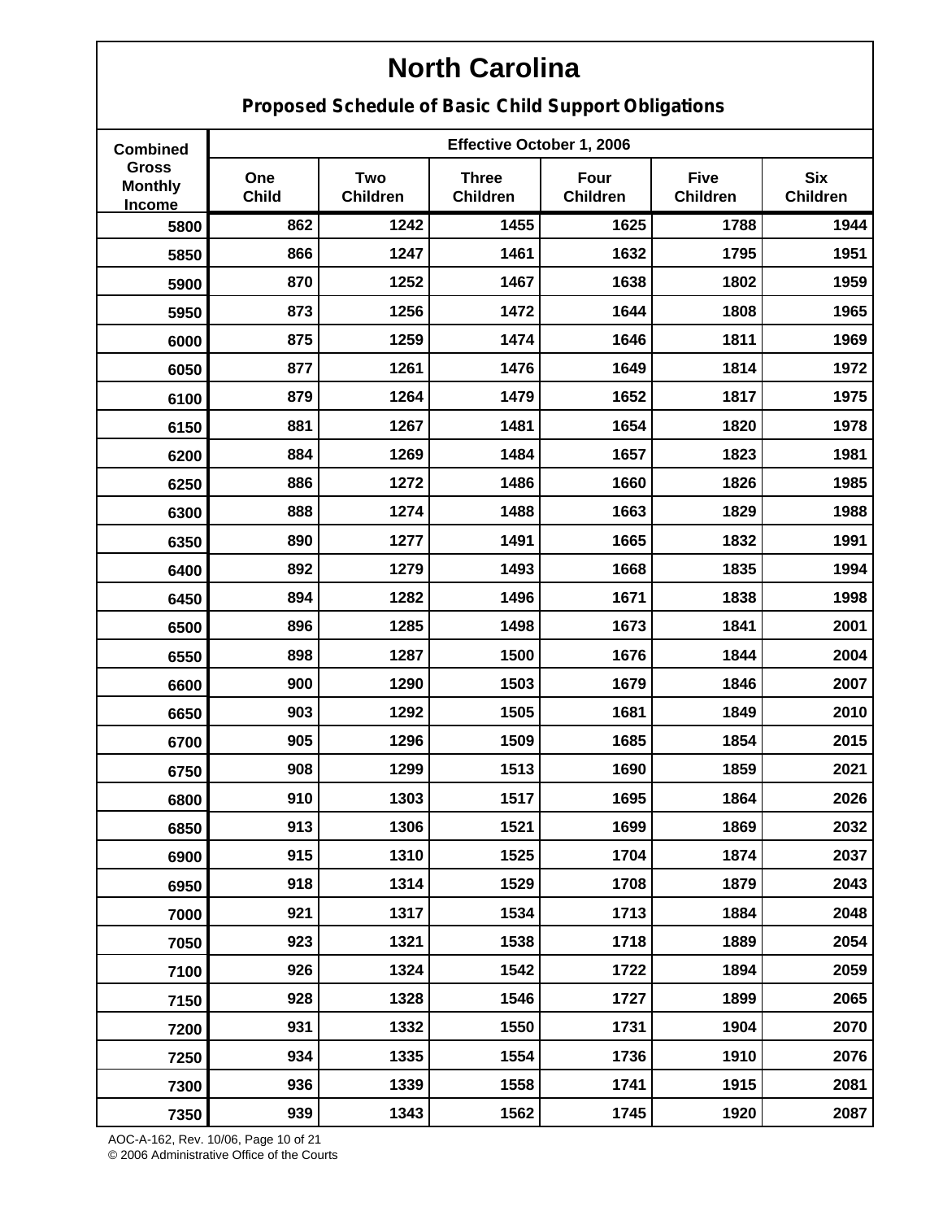# North Carolina

## Proposed Schedule of Basic Child Support Obligations

| Combined Gross Monthly Income | Effective October 1, 2006 | | | | | |
|---|---|---|---|---|---|---|
| | One Child | Two Children | Three Children | Four Children | Five Children | Six Children |
| 5800 | 862 | 1242 | 1455 | 1625 | 1788 | 1944 |
| 5850 | 866 | 1247 | 1461 | 1632 | 1795 | 1951 |
| 5900 | 870 | 1252 | 1467 | 1638 | 1802 | 1959 |
| 5950 | 873 | 1256 | 1472 | 1644 | 1808 | 1965 |
| 6000 | 875 | 1259 | 1474 | 1646 | 1811 | 1969 |
| 6050 | 877 | 1261 | 1476 | 1649 | 1814 | 1972 |
| 6100 | 879 | 1264 | 1479 | 1652 | 1817 | 1975 |
| 6150 | 881 | 1267 | 1481 | 1654 | 1820 | 1978 |
| 6200 | 884 | 1269 | 1484 | 1657 | 1823 | 1981 |
| 6250 | 886 | 1272 | 1486 | 1660 | 1826 | 1985 |
| 6300 | 888 | 1274 | 1488 | 1663 | 1829 | 1988 |
| 6350 | 890 | 1277 | 1491 | 1665 | 1832 | 1991 |
| 6400 | 892 | 1279 | 1493 | 1668 | 1835 | 1994 |
| 6450 | 894 | 1282 | 1496 | 1671 | 1838 | 1998 |
| 6500 | 896 | 1285 | 1498 | 1673 | 1841 | 2001 |
| 6550 | 898 | 1287 | 1500 | 1676 | 1844 | 2004 |
| 6600 | 900 | 1290 | 1503 | 1679 | 1846 | 2007 |
| 6650 | 903 | 1292 | 1505 | 1681 | 1849 | 2010 |
| 6700 | 905 | 1296 | 1509 | 1685 | 1854 | 2015 |
| 6750 | 908 | 1299 | 1513 | 1690 | 1859 | 2021 |
| 6800 | 910 | 1303 | 1517 | 1695 | 1864 | 2026 |
| 6850 | 913 | 1306 | 1521 | 1699 | 1869 | 2032 |
| 6900 | 915 | 1310 | 1525 | 1704 | 1874 | 2037 |
| 6950 | 918 | 1314 | 1529 | 1708 | 1879 | 2043 |
| 7000 | 921 | 1317 | 1534 | 1713 | 1884 | 2048 |
| 7050 | 923 | 1321 | 1538 | 1718 | 1889 | 2054 |
| 7100 | 926 | 1324 | 1542 | 1722 | 1894 | 2059 |
| 7150 | 928 | 1328 | 1546 | 1727 | 1899 | 2065 |
| 7200 | 931 | 1332 | 1550 | 1731 | 1904 | 2070 |
| 7250 | 934 | 1335 | 1554 | 1736 | 1910 | 2076 |
| 7300 | 936 | 1339 | 1558 | 1741 | 1915 | 2081 |
| 7350 | 939 | 1343 | 1562 | 1745 | 1920 | 2087 |

AOC-A-162, Rev. 10/06
© 2006 Administrative Office of the Courts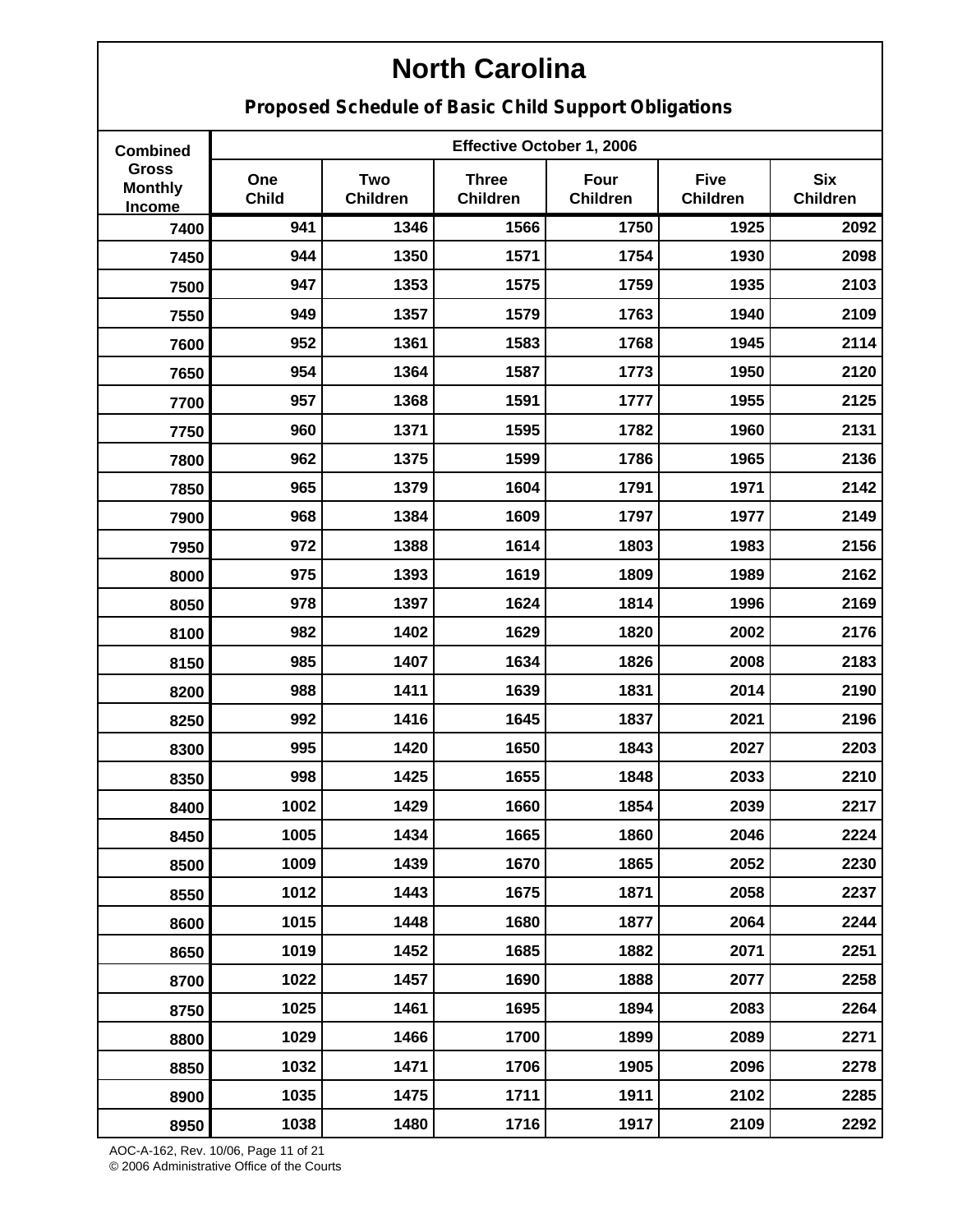# North Carolina

## Proposed Schedule of Basic Child Support Obligations

| Combined Gross Monthly Income | Effective October 1, 2006 | | | | | |
|---|---|---|---|---|---|---|
| | One Child | Two Children | Three Children | Four Children | Five Children | Six Children |
| 7400 | 941 | 1346 | 1566 | 1750 | 1925 | 2092 |
| 7450 | 944 | 1350 | 1571 | 1754 | 1930 | 2098 |
| 7500 | 947 | 1353 | 1575 | 1759 | 1935 | 2103 |
| 7550 | 949 | 1357 | 1579 | 1763 | 1940 | 2109 |
| 7600 | 952 | 1361 | 1583 | 1768 | 1945 | 2114 |
| 7650 | 954 | 1364 | 1587 | 1773 | 1950 | 2120 |
| 7700 | 957 | 1368 | 1591 | 1777 | 1955 | 2125 |
| 7750 | 960 | 1371 | 1595 | 1782 | 1960 | 2131 |
| 7800 | 962 | 1375 | 1599 | 1786 | 1965 | 2136 |
| 7850 | 965 | 1379 | 1604 | 1791 | 1971 | 2142 |
| 7900 | 968 | 1384 | 1609 | 1797 | 1977 | 2149 |
| 7950 | 972 | 1388 | 1614 | 1803 | 1983 | 2156 |
| 8000 | 975 | 1393 | 1619 | 1809 | 1989 | 2162 |
| 8050 | 978 | 1397 | 1624 | 1814 | 1996 | 2169 |
| 8100 | 982 | 1402 | 1629 | 1820 | 2002 | 2176 |
| 8150 | 985 | 1407 | 1634 | 1826 | 2008 | 2183 |
| 8200 | 988 | 1411 | 1639 | 1831 | 2014 | 2190 |
| 8250 | 992 | 1416 | 1645 | 1837 | 2021 | 2196 |
| 8300 | 995 | 1420 | 1650 | 1843 | 2027 | 2203 |
| 8350 | 998 | 1425 | 1655 | 1848 | 2033 | 2210 |
| 8400 | 1002 | 1429 | 1660 | 1854 | 2039 | 2217 |
| 8450 | 1005 | 1434 | 1665 | 1860 | 2046 | 2224 |
| 8500 | 1009 | 1439 | 1670 | 1865 | 2052 | 2230 |
| 8550 | 1012 | 1443 | 1675 | 1871 | 2058 | 2237 |
| 8600 | 1015 | 1448 | 1680 | 1877 | 2064 | 2244 |
| 8650 | 1019 | 1452 | 1685 | 1882 | 2071 | 2251 |
| 8700 | 1022 | 1457 | 1690 | 1888 | 2077 | 2258 |
| 8750 | 1025 | 1461 | 1695 | 1894 | 2083 | 2264 |
| 8800 | 1029 | 1466 | 1700 | 1899 | 2089 | 2271 |
| 8850 | 1032 | 1471 | 1706 | 1905 | 2096 | 2278 |
| 8900 | 1035 | 1475 | 1711 | 1911 | 2102 | 2285 |
| 8950 | 1038 | 1480 | 1716 | 1917 | 2109 | 2292 |

AOC-A-162, Rev. 10/06

© 2006 Administrative Office of the Courts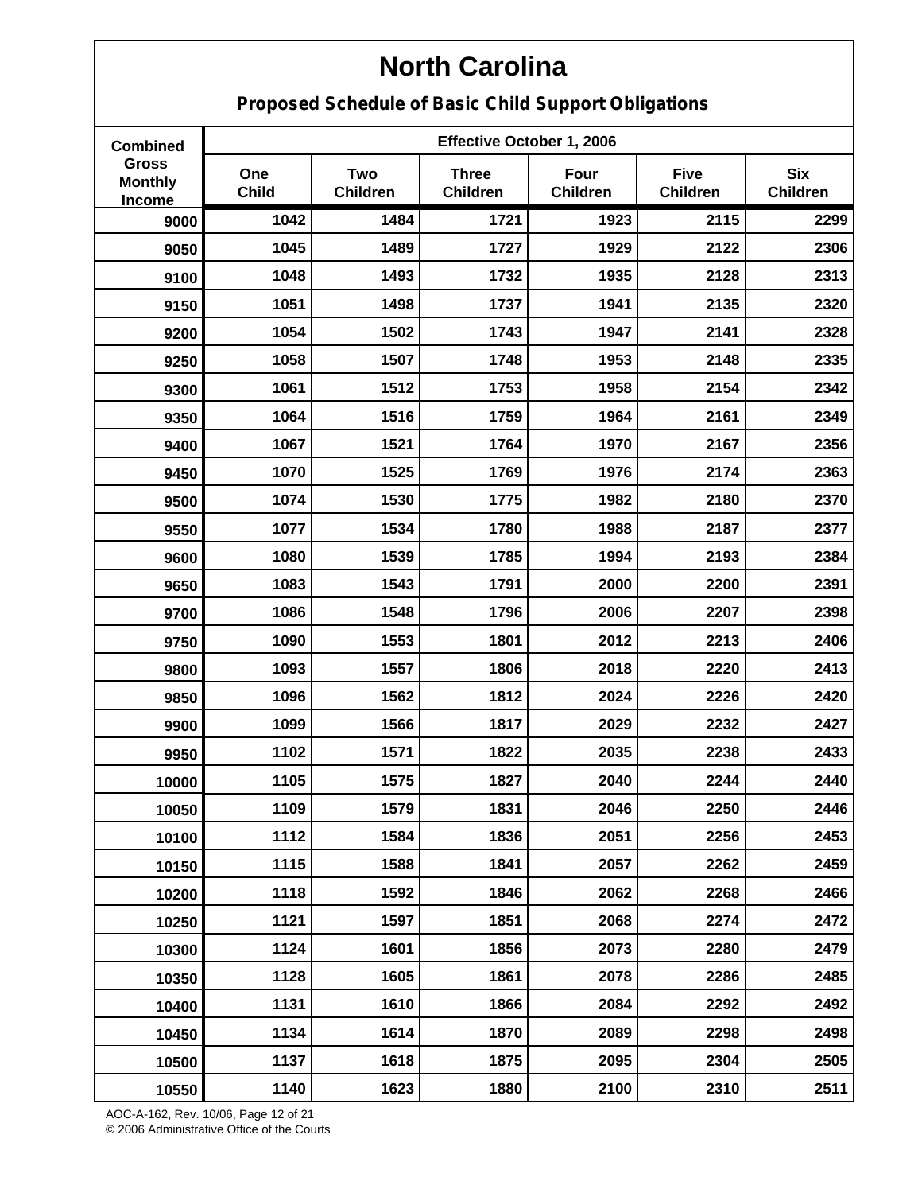# North Carolina

## Proposed Schedule of Basic Child Support Obligations

| Combined Gross Monthly Income | Effective October 1, 2006 | | | | | |
|---|---|---|---|---|---|---|
| | One Child | Two Children | Three Children | Four Children | Five Children | Six Children |
| 9000 | 1042 | 1484 | 1721 | 1923 | 2115 | 2299 |
| 9050 | 1045 | 1489 | 1727 | 1929 | 2122 | 2306 |
| 9100 | 1048 | 1493 | 1732 | 1935 | 2128 | 2313 |
| 9150 | 1051 | 1498 | 1737 | 1941 | 2135 | 2320 |
| 9200 | 1054 | 1502 | 1743 | 1947 | 2141 | 2328 |
| 9250 | 1058 | 1507 | 1748 | 1953 | 2148 | 2335 |
| 9300 | 1061 | 1512 | 1753 | 1958 | 2154 | 2342 |
| 9350 | 1064 | 1516 | 1759 | 1964 | 2161 | 2349 |
| 9400 | 1067 | 1521 | 1764 | 1970 | 2167 | 2356 |
| 9450 | 1070 | 1525 | 1769 | 1976 | 2174 | 2363 |
| 9500 | 1074 | 1530 | 1775 | 1982 | 2180 | 2370 |
| 9550 | 1077 | 1534 | 1780 | 1988 | 2187 | 2377 |
| 9600 | 1080 | 1539 | 1785 | 1994 | 2193 | 2384 |
| 9650 | 1083 | 1543 | 1791 | 2000 | 2200 | 2391 |
| 9700 | 1086 | 1548 | 1796 | 2006 | 2207 | 2398 |
| 9750 | 1090 | 1553 | 1801 | 2012 | 2213 | 2406 |
| 9800 | 1093 | 1557 | 1806 | 2018 | 2220 | 2413 |
| 9850 | 1096 | 1562 | 1812 | 2024 | 2226 | 2420 |
| 9900 | 1099 | 1566 | 1817 | 2029 | 2232 | 2427 |
| 9950 | 1102 | 1571 | 1822 | 2035 | 2238 | 2433 |
| 10000 | 1105 | 1575 | 1827 | 2040 | 2244 | 2440 |
| 10050 | 1109 | 1579 | 1831 | 2046 | 2250 | 2446 |
| 10100 | 1112 | 1584 | 1836 | 2051 | 2256 | 2453 |
| 10150 | 1115 | 1588 | 1841 | 2057 | 2262 | 2459 |
| 10200 | 1118 | 1592 | 1846 | 2062 | 2268 | 2466 |
| 10250 | 1121 | 1597 | 1851 | 2068 | 2274 | 2472 |
| 10300 | 1124 | 1601 | 1856 | 2073 | 2280 | 2479 |
| 10350 | 1128 | 1605 | 1861 | 2078 | 2286 | 2485 |
| 10400 | 1131 | 1610 | 1866 | 2084 | 2292 | 2492 |
| 10450 | 1134 | 1614 | 1870 | 2089 | 2298 | 2498 |
| 10500 | 1137 | 1618 | 1875 | 2095 | 2304 | 2505 |
| 10550 | 1140 | 1623 | 1880 | 2100 | 2310 | 2511 |

AOC-A-162, Rev. 10/06
© 2006 Administrative Office of the Courts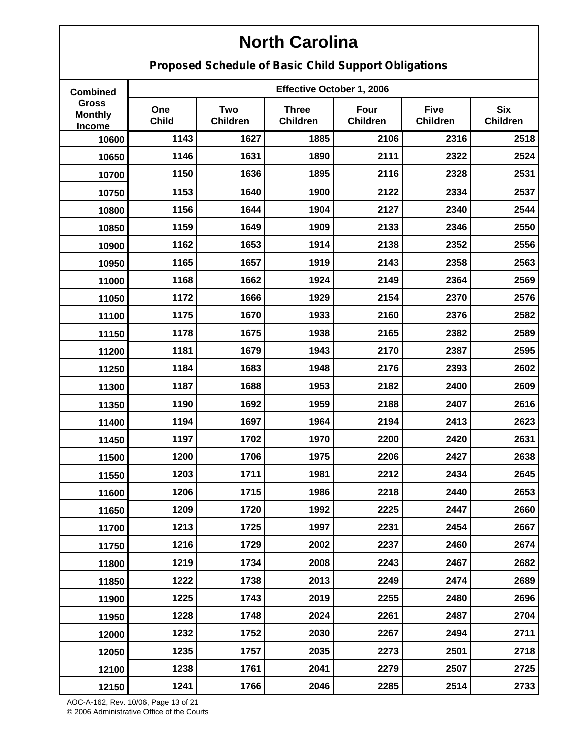# North Carolina

## Proposed Schedule of Basic Child Support Obligations

| Combined Gross Monthly Income | Effective October 1, 2006 | | | | | |
|---|---|---|---|---|---|---|
| | One Child | Two Children | Three Children | Four Children | Five Children | Six Children |
| 10600 | 1143 | 1627 | 1885 | 2106 | 2316 | 2518 |
| 10650 | 1146 | 1631 | 1890 | 2111 | 2322 | 2524 |
| 10700 | 1150 | 1636 | 1895 | 2116 | 2328 | 2531 |
| 10750 | 1153 | 1640 | 1900 | 2122 | 2334 | 2537 |
| 10800 | 1156 | 1644 | 1904 | 2127 | 2340 | 2544 |
| 10850 | 1159 | 1649 | 1909 | 2133 | 2346 | 2550 |
| 10900 | 1162 | 1653 | 1914 | 2138 | 2352 | 2556 |
| 10950 | 1165 | 1657 | 1919 | 2143 | 2358 | 2563 |
| 11000 | 1168 | 1662 | 1924 | 2149 | 2364 | 2569 |
| 11050 | 1172 | 1666 | 1929 | 2154 | 2370 | 2576 |
| 11100 | 1175 | 1670 | 1933 | 2160 | 2376 | 2582 |
| 11150 | 1178 | 1675 | 1938 | 2165 | 2382 | 2589 |
| 11200 | 1181 | 1679 | 1943 | 2170 | 2387 | 2595 |
| 11250 | 1184 | 1683 | 1948 | 2176 | 2393 | 2602 |
| 11300 | 1187 | 1688 | 1953 | 2182 | 2400 | 2609 |
| 11350 | 1190 | 1692 | 1959 | 2188 | 2407 | 2616 |
| 11400 | 1194 | 1697 | 1964 | 2194 | 2413 | 2623 |
| 11450 | 1197 | 1702 | 1970 | 2200 | 2420 | 2631 |
| 11500 | 1200 | 1706 | 1975 | 2206 | 2427 | 2638 |
| 11550 | 1203 | 1711 | 1981 | 2212 | 2434 | 2645 |
| 11600 | 1206 | 1715 | 1986 | 2218 | 2440 | 2653 |
| 11650 | 1209 | 1720 | 1992 | 2225 | 2447 | 2660 |
| 11700 | 1213 | 1725 | 1997 | 2231 | 2454 | 2667 |
| 11750 | 1216 | 1729 | 2002 | 2237 | 2460 | 2674 |
| 11800 | 1219 | 1734 | 2008 | 2243 | 2467 | 2682 |
| 11850 | 1222 | 1738 | 2013 | 2249 | 2474 | 2689 |
| 11900 | 1225 | 1743 | 2019 | 2255 | 2480 | 2696 |
| 11950 | 1228 | 1748 | 2024 | 2261 | 2487 | 2704 |
| 12000 | 1232 | 1752 | 2030 | 2267 | 2494 | 2711 |
| 12050 | 1235 | 1757 | 2035 | 2273 | 2501 | 2718 |
| 12100 | 1238 | 1761 | 2041 | 2279 | 2507 | 2725 |
| 12150 | 1241 | 1766 | 2046 | 2285 | 2514 | 2733 |

AOC-A-162, Rev. 10/06, Page 13 of 21
© 2006 Administrative Office of the Courts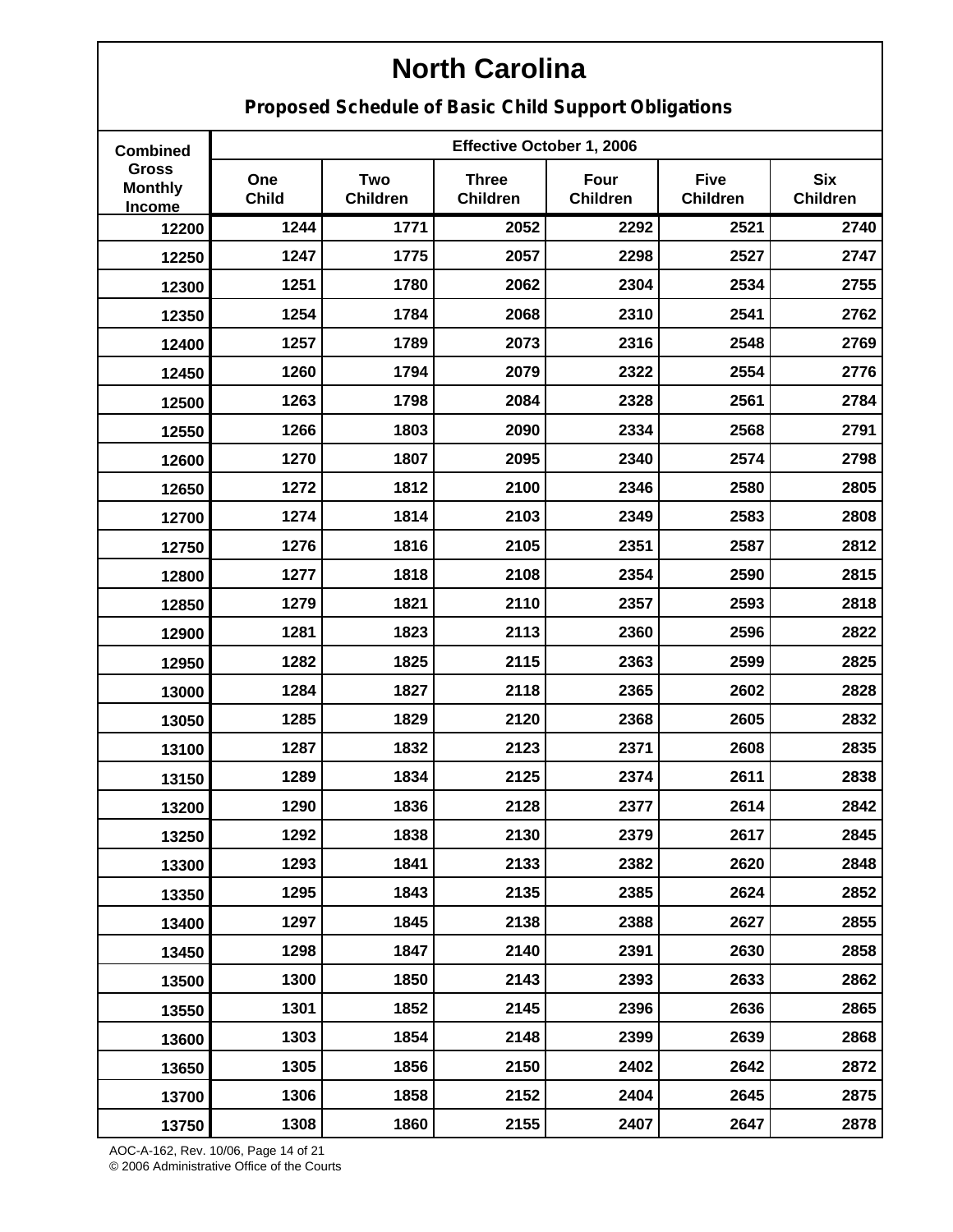# North Carolina

## Proposed Schedule of Basic Child Support Obligations

| Combined Gross Monthly Income | Effective October 1, 2006 | | | | | |
|---|---|---|---|---|---|---|
| | One Child | Two Children | Three Children | Four Children | Five Children | Six Children |
| 12200 | 1244 | 1771 | 2052 | 2292 | 2521 | 2740 |
| 12250 | 1247 | 1775 | 2057 | 2298 | 2527 | 2747 |
| 12300 | 1251 | 1780 | 2062 | 2304 | 2534 | 2755 |
| 12350 | 1254 | 1784 | 2068 | 2310 | 2541 | 2762 |
| 12400 | 1257 | 1789 | 2073 | 2316 | 2548 | 2769 |
| 12450 | 1260 | 1794 | 2079 | 2322 | 2554 | 2776 |
| 12500 | 1263 | 1798 | 2084 | 2328 | 2561 | 2784 |
| 12550 | 1266 | 1803 | 2090 | 2334 | 2568 | 2791 |
| 12600 | 1270 | 1807 | 2095 | 2340 | 2574 | 2798 |
| 12650 | 1272 | 1812 | 2100 | 2346 | 2580 | 2805 |
| 12700 | 1274 | 1814 | 2103 | 2349 | 2583 | 2808 |
| 12750 | 1276 | 1816 | 2105 | 2351 | 2587 | 2812 |
| 12800 | 1277 | 1818 | 2108 | 2354 | 2590 | 2815 |
| 12850 | 1279 | 1821 | 2110 | 2357 | 2593 | 2818 |
| 12900 | 1281 | 1823 | 2113 | 2360 | 2596 | 2822 |
| 12950 | 1282 | 1825 | 2115 | 2363 | 2599 | 2825 |
| 13000 | 1284 | 1827 | 2118 | 2365 | 2602 | 2828 |
| 13050 | 1285 | 1829 | 2120 | 2368 | 2605 | 2832 |
| 13100 | 1287 | 1832 | 2123 | 2371 | 2608 | 2835 |
| 13150 | 1289 | 1834 | 2125 | 2374 | 2611 | 2838 |
| 13200 | 1290 | 1836 | 2128 | 2377 | 2614 | 2842 |
| 13250 | 1292 | 1838 | 2130 | 2379 | 2617 | 2845 |
| 13300 | 1293 | 1841 | 2133 | 2382 | 2620 | 2848 |
| 13350 | 1295 | 1843 | 2135 | 2385 | 2624 | 2852 |
| 13400 | 1297 | 1845 | 2138 | 2388 | 2627 | 2855 |
| 13450 | 1298 | 1847 | 2140 | 2391 | 2630 | 2858 |
| 13500 | 1300 | 1850 | 2143 | 2393 | 2633 | 2862 |
| 13550 | 1301 | 1852 | 2145 | 2396 | 2636 | 2865 |
| 13600 | 1303 | 1854 | 2148 | 2399 | 2639 | 2868 |
| 13650 | 1305 | 1856 | 2150 | 2402 | 2642 | 2872 |
| 13700 | 1306 | 1858 | 2152 | 2404 | 2645 | 2875 |
| 13750 | 1308 | 1860 | 2155 | 2407 | 2647 | 2878 |

AOC-A-162, Rev. 10/06, Page 14 of 21
© 2006 Administrative Office of the Courts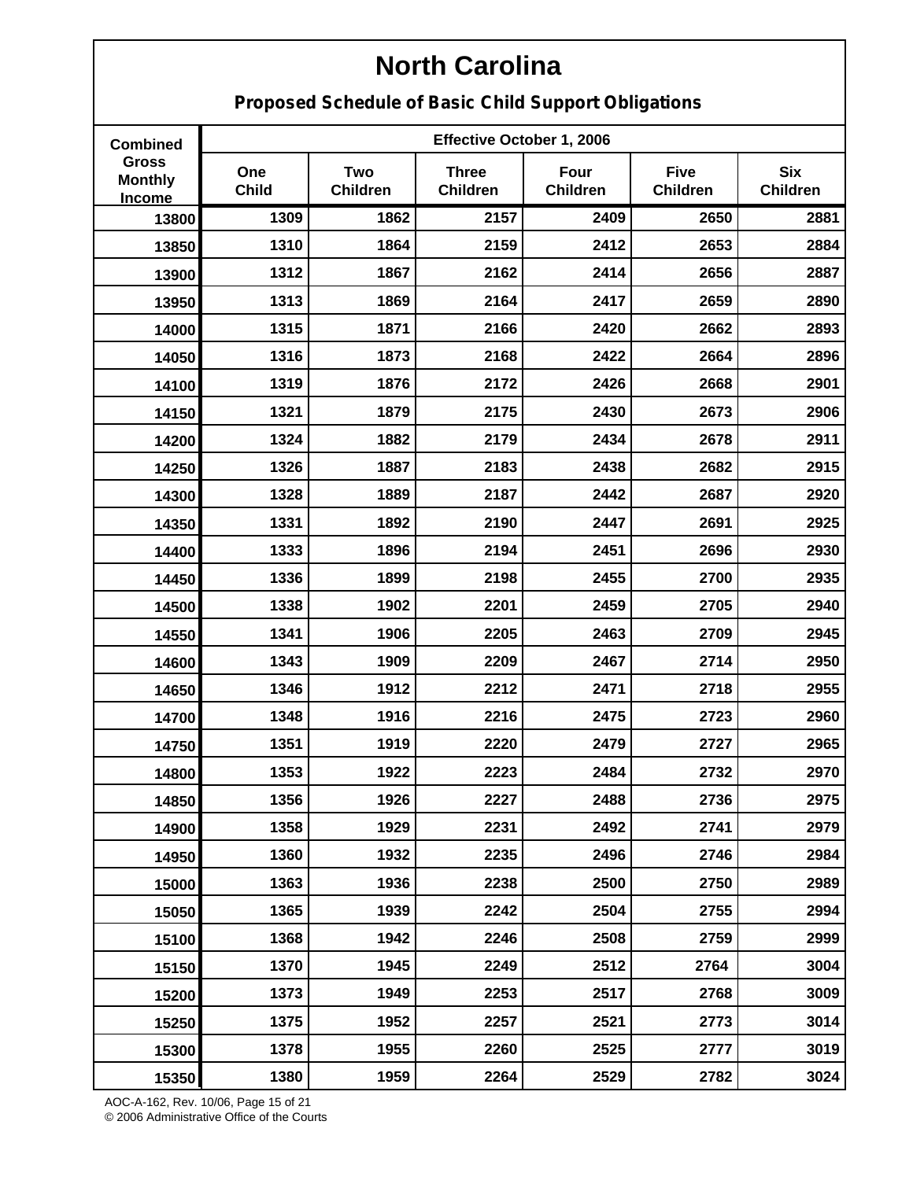# North Carolina

## Proposed Schedule of Basic Child Support Obligations

| Combined Gross Monthly Income | Effective October 1, 2006 | | | | | |
|---|---|---|---|---|---|---|
| | One Child | Two Children | Three Children | Four Children | Five Children | Six Children |
| 13800 | 1309 | 1862 | 2157 | 2409 | 2650 | 2881 |
| 13850 | 1310 | 1864 | 2159 | 2412 | 2653 | 2884 |
| 13900 | 1312 | 1867 | 2162 | 2414 | 2656 | 2887 |
| 13950 | 1313 | 1869 | 2164 | 2417 | 2659 | 2890 |
| 14000 | 1315 | 1871 | 2166 | 2420 | 2662 | 2893 |
| 14050 | 1316 | 1873 | 2168 | 2422 | 2664 | 2896 |
| 14100 | 1319 | 1876 | 2172 | 2426 | 2668 | 2901 |
| 14150 | 1321 | 1879 | 2175 | 2430 | 2673 | 2906 |
| 14200 | 1324 | 1882 | 2179 | 2434 | 2678 | 2911 |
| 14250 | 1326 | 1887 | 2183 | 2438 | 2682 | 2915 |
| 14300 | 1328 | 1889 | 2187 | 2442 | 2687 | 2920 |
| 14350 | 1331 | 1892 | 2190 | 2447 | 2691 | 2925 |
| 14400 | 1333 | 1896 | 2194 | 2451 | 2696 | 2930 |
| 14450 | 1336 | 1899 | 2198 | 2455 | 2700 | 2935 |
| 14500 | 1338 | 1902 | 2201 | 2459 | 2705 | 2940 |
| 14550 | 1341 | 1906 | 2205 | 2463 | 2709 | 2945 |
| 14600 | 1343 | 1909 | 2209 | 2467 | 2714 | 2950 |
| 14650 | 1346 | 1912 | 2212 | 2471 | 2718 | 2955 |
| 14700 | 1348 | 1916 | 2216 | 2475 | 2723 | 2960 |
| 14750 | 1351 | 1919 | 2220 | 2479 | 2727 | 2965 |
| 14800 | 1353 | 1922 | 2223 | 2484 | 2732 | 2970 |
| 14850 | 1356 | 1926 | 2227 | 2488 | 2736 | 2975 |
| 14900 | 1358 | 1929 | 2231 | 2492 | 2741 | 2979 |
| 14950 | 1360 | 1932 | 2235 | 2496 | 2746 | 2984 |
| 15000 | 1363 | 1936 | 2238 | 2500 | 2750 | 2989 |
| 15050 | 1365 | 1939 | 2242 | 2504 | 2755 | 2994 |
| 15100 | 1368 | 1942 | 2246 | 2508 | 2759 | 2999 |
| 15150 | 1370 | 1945 | 2249 | 2512 | 2764 | 3004 |
| 15200 | 1373 | 1949 | 2253 | 2517 | 2768 | 3009 |
| 15250 | 1375 | 1952 | 2257 | 2521 | 2773 | 3014 |
| 15300 | 1378 | 1955 | 2260 | 2525 | 2777 | 3019 |
| 15350 | 1380 | 1959 | 2264 | 2529 | 2782 | 3024 |

AOC-A-162, Rev. 10/06, Page 15 of 21
© 2006 Administrative Office of the Courts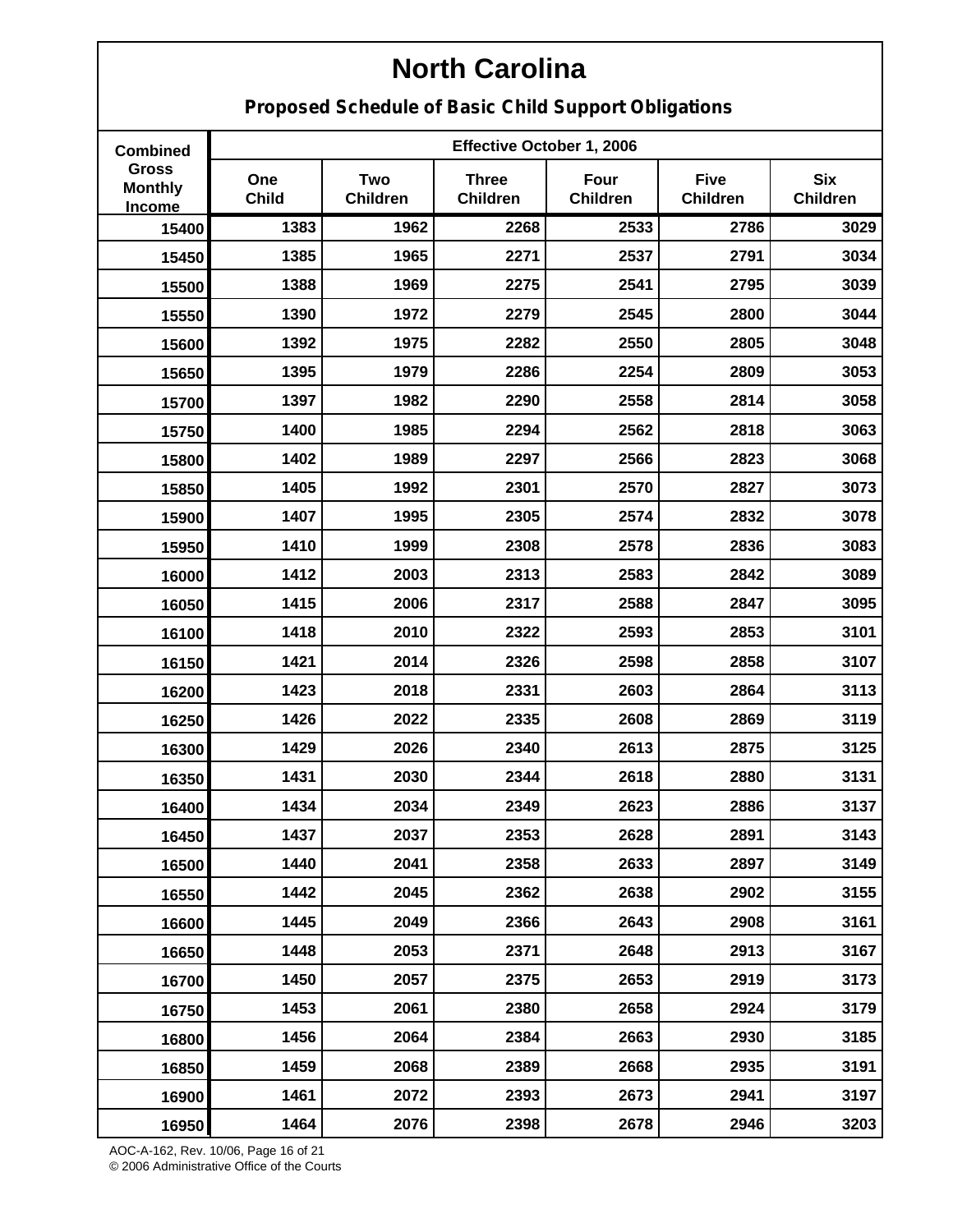# North Carolina

## Proposed Schedule of Basic Child Support Obligations

| Combined Gross Monthly Income | Effective October 1, 2006 | | | | | |
|---|---|---|---|---|---|---|
| | One Child | Two Children | Three Children | Four Children | Five Children | Six Children |
| 15400 | 1383 | 1962 | 2268 | 2533 | 2786 | 3029 |
| 15450 | 1385 | 1965 | 2271 | 2537 | 2791 | 3034 |
| 15500 | 1388 | 1969 | 2275 | 2541 | 2795 | 3039 |
| 15550 | 1390 | 1972 | 2279 | 2545 | 2800 | 3044 |
| 15600 | 1392 | 1975 | 2282 | 2550 | 2805 | 3048 |
| 15650 | 1395 | 1979 | 2286 | 2254 | 2809 | 3053 |
| 15700 | 1397 | 1982 | 2290 | 2558 | 2814 | 3058 |
| 15750 | 1400 | 1985 | 2294 | 2562 | 2818 | 3063 |
| 15800 | 1402 | 1989 | 2297 | 2566 | 2823 | 3068 |
| 15850 | 1405 | 1992 | 2301 | 2570 | 2827 | 3073 |
| 15900 | 1407 | 1995 | 2305 | 2574 | 2832 | 3078 |
| 15950 | 1410 | 1999 | 2308 | 2578 | 2836 | 3083 |
| 16000 | 1412 | 2003 | 2313 | 2583 | 2842 | 3089 |
| 16050 | 1415 | 2006 | 2317 | 2588 | 2847 | 3095 |
| 16100 | 1418 | 2010 | 2322 | 2593 | 2853 | 3101 |
| 16150 | 1421 | 2014 | 2326 | 2598 | 2858 | 3107 |
| 16200 | 1423 | 2018 | 2331 | 2603 | 2864 | 3113 |
| 16250 | 1426 | 2022 | 2335 | 2608 | 2869 | 3119 |
| 16300 | 1429 | 2026 | 2340 | 2613 | 2875 | 3125 |
| 16350 | 1431 | 2030 | 2344 | 2618 | 2880 | 3131 |
| 16400 | 1434 | 2034 | 2349 | 2623 | 2886 | 3137 |
| 16450 | 1437 | 2037 | 2353 | 2628 | 2891 | 3143 |
| 16500 | 1440 | 2041 | 2358 | 2633 | 2897 | 3149 |
| 16550 | 1442 | 2045 | 2362 | 2638 | 2902 | 3155 |
| 16600 | 1445 | 2049 | 2366 | 2643 | 2908 | 3161 |
| 16650 | 1448 | 2053 | 2371 | 2648 | 2913 | 3167 |
| 16700 | 1450 | 2057 | 2375 | 2653 | 2919 | 3173 |
| 16750 | 1453 | 2061 | 2380 | 2658 | 2924 | 3179 |
| 16800 | 1456 | 2064 | 2384 | 2663 | 2930 | 3185 |
| 16850 | 1459 | 2068 | 2389 | 2668 | 2935 | 3191 |
| 16900 | 1461 | 2072 | 2393 | 2673 | 2941 | 3197 |
| 16950 | 1464 | 2076 | 2398 | 2678 | 2946 | 3203 |

AOC-A-162, Rev. 10/06, Page 16 of 21
© 2006 Administrative Office of the Courts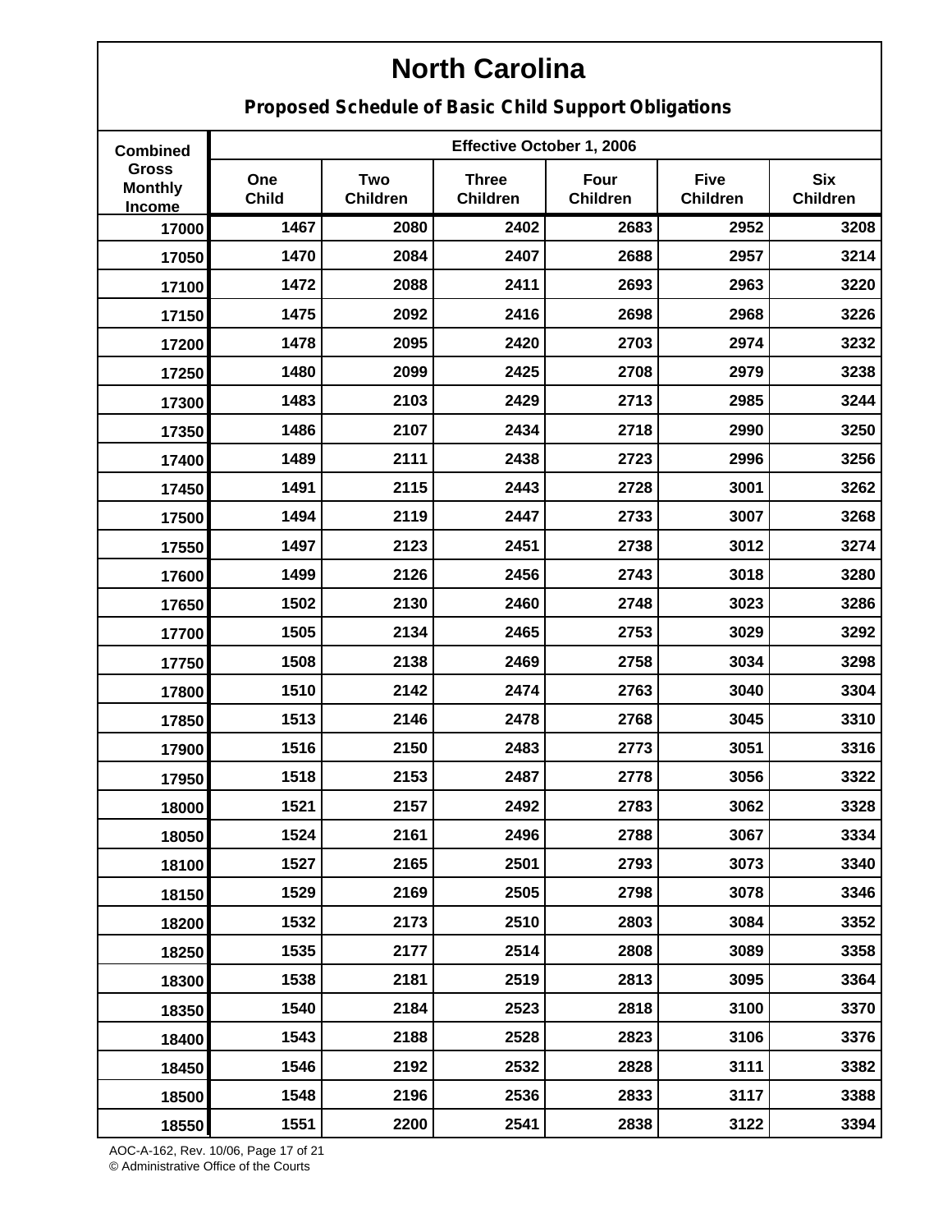# North Carolina

## Proposed Schedule of Basic Child Support Obligations

| Combined Gross Monthly Income | Effective October 1, 2006 | | | | | |
|---|---|---|---|---|---|---|
| | One Child | Two Children | Three Children | Four Children | Five Children | Six Children |
| 17000 | 1467 | 2080 | 2402 | 2683 | 2952 | 3208 |
| 17050 | 1470 | 2084 | 2407 | 2688 | 2957 | 3214 |
| 17100 | 1472 | 2088 | 2411 | 2693 | 2963 | 3220 |
| 17150 | 1475 | 2092 | 2416 | 2698 | 2968 | 3226 |
| 17200 | 1478 | 2095 | 2420 | 2703 | 2974 | 3232 |
| 17250 | 1480 | 2099 | 2425 | 2708 | 2979 | 3238 |
| 17300 | 1483 | 2103 | 2429 | 2713 | 2985 | 3244 |
| 17350 | 1486 | 2107 | 2434 | 2718 | 2990 | 3250 |
| 17400 | 1489 | 2111 | 2438 | 2723 | 2996 | 3256 |
| 17450 | 1491 | 2115 | 2443 | 2728 | 3001 | 3262 |
| 17500 | 1494 | 2119 | 2447 | 2733 | 3007 | 3268 |
| 17550 | 1497 | 2123 | 2451 | 2738 | 3012 | 3274 |
| 17600 | 1499 | 2126 | 2456 | 2743 | 3018 | 3280 |
| 17650 | 1502 | 2130 | 2460 | 2748 | 3023 | 3286 |
| 17700 | 1505 | 2134 | 2465 | 2753 | 3029 | 3292 |
| 17750 | 1508 | 2138 | 2469 | 2758 | 3034 | 3298 |
| 17800 | 1510 | 2142 | 2474 | 2763 | 3040 | 3304 |
| 17850 | 1513 | 2146 | 2478 | 2768 | 3045 | 3310 |
| 17900 | 1516 | 2150 | 2483 | 2773 | 3051 | 3316 |
| 17950 | 1518 | 2153 | 2487 | 2778 | 3056 | 3322 |
| 18000 | 1521 | 2157 | 2492 | 2783 | 3062 | 3328 |
| 18050 | 1524 | 2161 | 2496 | 2788 | 3067 | 3334 |
| 18100 | 1527 | 2165 | 2501 | 2793 | 3073 | 3340 |
| 18150 | 1529 | 2169 | 2505 | 2798 | 3078 | 3346 |
| 18200 | 1532 | 2173 | 2510 | 2803 | 3084 | 3352 |
| 18250 | 1535 | 2177 | 2514 | 2808 | 3089 | 3358 |
| 18300 | 1538 | 2181 | 2519 | 2813 | 3095 | 3364 |
| 18350 | 1540 | 2184 | 2523 | 2818 | 3100 | 3370 |
| 18400 | 1543 | 2188 | 2528 | 2823 | 3106 | 3376 |
| 18450 | 1546 | 2192 | 2532 | 2828 | 3111 | 3382 |
| 18500 | 1548 | 2196 | 2536 | 2833 | 3117 | 3388 |
| 18550 | 1551 | 2200 | 2541 | 2838 | 3122 | 3394 |

AOC-A-162, Rev. 10/06, Page 17 of 21
© Administrative Office of the Courts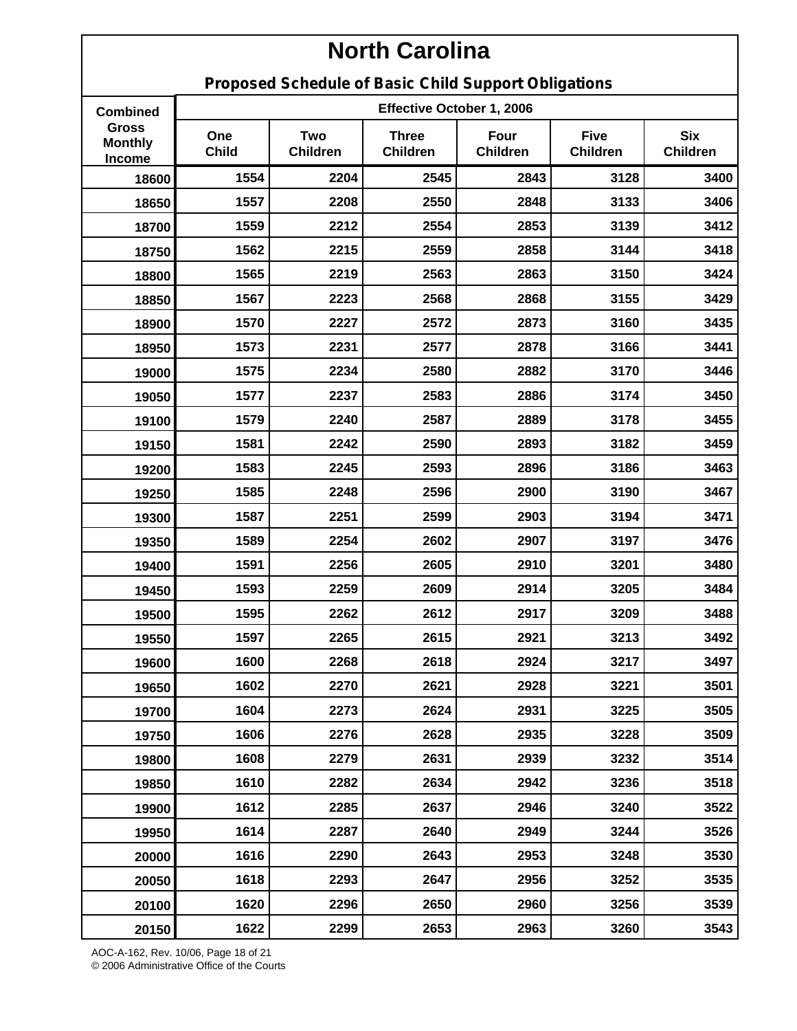# North Carolina

## Proposed Schedule of Basic Child Support Obligations

| Combined Gross Monthly Income | Effective October 1, 2006 | | | | | |
|---|---|---|---|---|---|---|
| | One Child | Two Children | Three Children | Four Children | Five Children | Six Children |
| 18600 | 1554 | 2204 | 2545 | 2843 | 3128 | 3400 |
| 18650 | 1557 | 2208 | 2550 | 2848 | 3133 | 3406 |
| 18700 | 1559 | 2212 | 2554 | 2853 | 3139 | 3412 |
| 18750 | 1562 | 2215 | 2559 | 2858 | 3144 | 3418 |
| 18800 | 1565 | 2219 | 2563 | 2863 | 3150 | 3424 |
| 18850 | 1567 | 2223 | 2568 | 2868 | 3155 | 3429 |
| 18900 | 1570 | 2227 | 2572 | 2873 | 3160 | 3435 |
| 18950 | 1573 | 2231 | 2577 | 2878 | 3166 | 3441 |
| 19000 | 1575 | 2234 | 2580 | 2882 | 3170 | 3446 |
| 19050 | 1577 | 2237 | 2583 | 2886 | 3174 | 3450 |
| 19100 | 1579 | 2240 | 2587 | 2889 | 3178 | 3455 |
| 19150 | 1581 | 2242 | 2590 | 2893 | 3182 | 3459 |
| 19200 | 1583 | 2245 | 2593 | 2896 | 3186 | 3463 |
| 19250 | 1585 | 2248 | 2596 | 2900 | 3190 | 3467 |
| 19300 | 1587 | 2251 | 2599 | 2903 | 3194 | 3471 |
| 19350 | 1589 | 2254 | 2602 | 2907 | 3197 | 3476 |
| 19400 | 1591 | 2256 | 2605 | 2910 | 3201 | 3480 |
| 19450 | 1593 | 2259 | 2609 | 2914 | 3205 | 3484 |
| 19500 | 1595 | 2262 | 2612 | 2917 | 3209 | 3488 |
| 19550 | 1597 | 2265 | 2615 | 2921 | 3213 | 3492 |
| 19600 | 1600 | 2268 | 2618 | 2924 | 3217 | 3497 |
| 19650 | 1602 | 2270 | 2621 | 2928 | 3221 | 3501 |
| 19700 | 1604 | 2273 | 2624 | 2931 | 3225 | 3505 |
| 19750 | 1606 | 2276 | 2628 | 2935 | 3228 | 3509 |
| 19800 | 1608 | 2279 | 2631 | 2939 | 3232 | 3514 |
| 19850 | 1610 | 2282 | 2634 | 2942 | 3236 | 3518 |
| 19900 | 1612 | 2285 | 2637 | 2946 | 3240 | 3522 |
| 19950 | 1614 | 2287 | 2640 | 2949 | 3244 | 3526 |
| 20000 | 1616 | 2290 | 2643 | 2953 | 3248 | 3530 |
| 20050 | 1618 | 2293 | 2647 | 2956 | 3252 | 3535 |
| 20100 | 1620 | 2296 | 2650 | 2960 | 3256 | 3539 |
| 20150 | 1622 | 2299 | 2653 | 2963 | 3260 | 3543 |

AOC-A-162, Rev. 10/06, Page 18 of 21
© 2006 Administrative Office of the Courts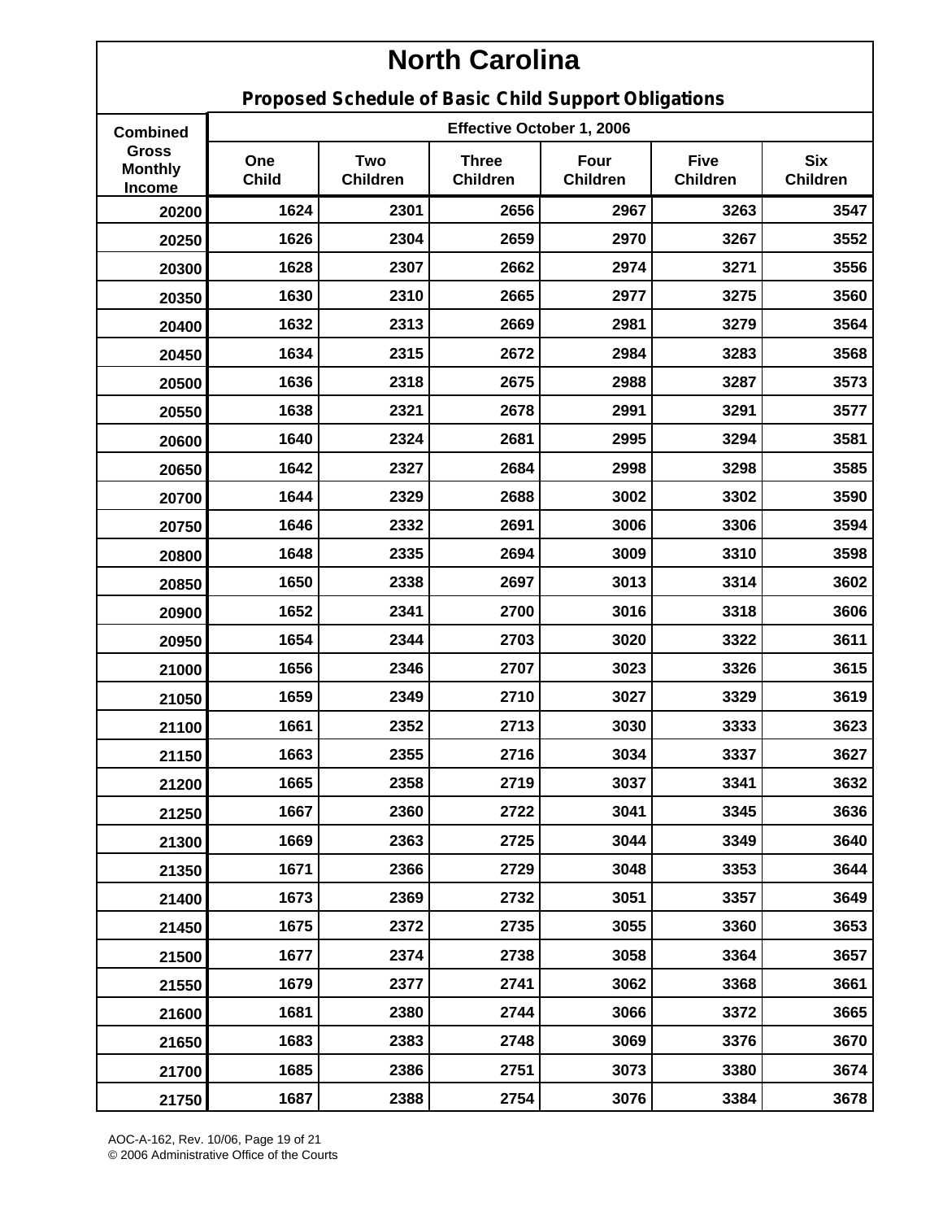# North Carolina

## Proposed Schedule of Basic Child Support Obligations

| Combined Gross Monthly Income | Effective October 1, 2006 | | | | | |
|---|---|---|---|---|---|---|
| | One Child | Two Children | Three Children | Four Children | Five Children | Six Children |
| 20200 | 1624 | 2301 | 2656 | 2967 | 3263 | 3547 |
| 20250 | 1626 | 2304 | 2659 | 2970 | 3267 | 3552 |
| 20300 | 1628 | 2307 | 2662 | 2974 | 3271 | 3556 |
| 20350 | 1630 | 2310 | 2665 | 2977 | 3275 | 3560 |
| 20400 | 1632 | 2313 | 2669 | 2981 | 3279 | 3564 |
| 20450 | 1634 | 2315 | 2672 | 2984 | 3283 | 3568 |
| 20500 | 1636 | 2318 | 2675 | 2988 | 3287 | 3573 |
| 20550 | 1638 | 2321 | 2678 | 2991 | 3291 | 3577 |
| 20600 | 1640 | 2324 | 2681 | 2995 | 3294 | 3581 |
| 20650 | 1642 | 2327 | 2684 | 2998 | 3298 | 3585 |
| 20700 | 1644 | 2329 | 2688 | 3002 | 3302 | 3590 |
| 20750 | 1646 | 2332 | 2691 | 3006 | 3306 | 3594 |
| 20800 | 1648 | 2335 | 2694 | 3009 | 3310 | 3598 |
| 20850 | 1650 | 2338 | 2697 | 3013 | 3314 | 3602 |
| 20900 | 1652 | 2341 | 2700 | 3016 | 3318 | 3606 |
| 20950 | 1654 | 2344 | 2703 | 3020 | 3322 | 3611 |
| 21000 | 1656 | 2346 | 2707 | 3023 | 3326 | 3615 |
| 21050 | 1659 | 2349 | 2710 | 3027 | 3329 | 3619 |
| 21100 | 1661 | 2352 | 2713 | 3030 | 3333 | 3623 |
| 21150 | 1663 | 2355 | 2716 | 3034 | 3337 | 3627 |
| 21200 | 1665 | 2358 | 2719 | 3037 | 3341 | 3632 |
| 21250 | 1667 | 2360 | 2722 | 3041 | 3345 | 3636 |
| 21300 | 1669 | 2363 | 2725 | 3044 | 3349 | 3640 |
| 21350 | 1671 | 2366 | 2729 | 3048 | 3353 | 3644 |
| 21400 | 1673 | 2369 | 2732 | 3051 | 3357 | 3649 |
| 21450 | 1675 | 2372 | 2735 | 3055 | 3360 | 3653 |
| 21500 | 1677 | 2374 | 2738 | 3058 | 3364 | 3657 |
| 21550 | 1679 | 2377 | 2741 | 3062 | 3368 | 3661 |
| 21600 | 1681 | 2380 | 2744 | 3066 | 3372 | 3665 |
| 21650 | 1683 | 2383 | 2748 | 3069 | 3376 | 3670 |
| 21700 | 1685 | 2386 | 2751 | 3073 | 3380 | 3674 |
| 21750 | 1687 | 2388 | 2754 | 3076 | 3384 | 3678 |

AOC-A-162, Rev. 10/06, Page 19 of 21
© 2006 Administrative Office of the Courts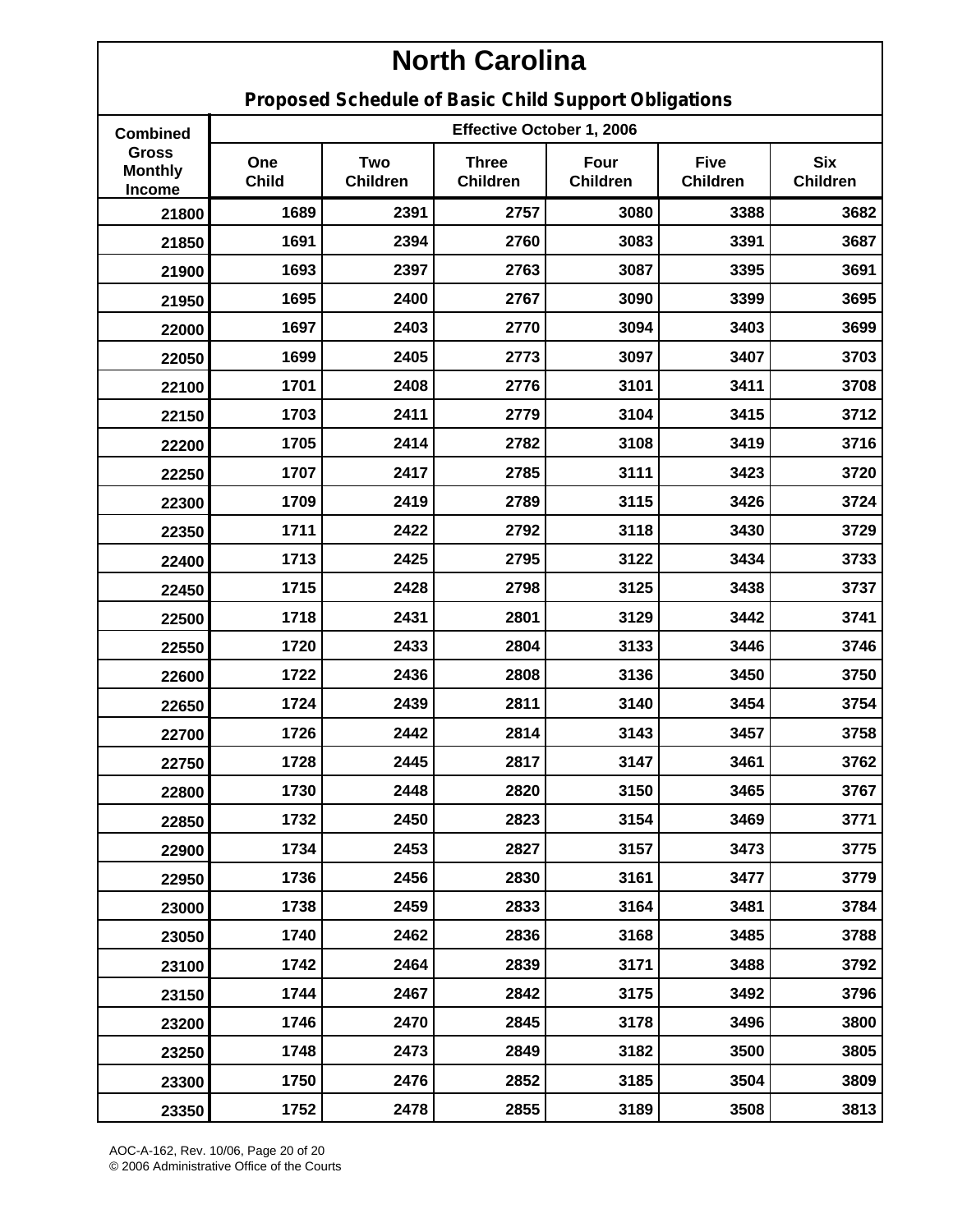# North Carolina

## Proposed Schedule of Basic Child Support Obligations

| Combined Gross Monthly Income | Effective October 1, 2006 | | | | | |
|---|---|---|---|---|---|---|
| | One Child | Two Children | Three Children | Four Children | Five Children | Six Children |
| 21800 | 1689 | 2391 | 2757 | 3080 | 3388 | 3682 |
| 21850 | 1691 | 2394 | 2760 | 3083 | 3391 | 3687 |
| 21900 | 1693 | 2397 | 2763 | 3087 | 3395 | 3691 |
| 21950 | 1695 | 2400 | 2767 | 3090 | 3399 | 3695 |
| 22000 | 1697 | 2403 | 2770 | 3094 | 3403 | 3699 |
| 22050 | 1699 | 2405 | 2773 | 3097 | 3407 | 3703 |
| 22100 | 1701 | 2408 | 2776 | 3101 | 3411 | 3708 |
| 22150 | 1703 | 2411 | 2779 | 3104 | 3415 | 3712 |
| 22200 | 1705 | 2414 | 2782 | 3108 | 3419 | 3716 |
| 22250 | 1707 | 2417 | 2785 | 3111 | 3423 | 3720 |
| 22300 | 1709 | 2419 | 2789 | 3115 | 3426 | 3724 |
| 22350 | 1711 | 2422 | 2792 | 3118 | 3430 | 3729 |
| 22400 | 1713 | 2425 | 2795 | 3122 | 3434 | 3733 |
| 22450 | 1715 | 2428 | 2798 | 3125 | 3438 | 3737 |
| 22500 | 1718 | 2431 | 2801 | 3129 | 3442 | 3741 |
| 22550 | 1720 | 2433 | 2804 | 3133 | 3446 | 3746 |
| 22600 | 1722 | 2436 | 2808 | 3136 | 3450 | 3750 |
| 22650 | 1724 | 2439 | 2811 | 3140 | 3454 | 3754 |
| 22700 | 1726 | 2442 | 2814 | 3143 | 3457 | 3758 |
| 22750 | 1728 | 2445 | 2817 | 3147 | 3461 | 3762 |
| 22800 | 1730 | 2448 | 2820 | 3150 | 3465 | 3767 |
| 22850 | 1732 | 2450 | 2823 | 3154 | 3469 | 3771 |
| 22900 | 1734 | 2453 | 2827 | 3157 | 3473 | 3775 |
| 22950 | 1736 | 2456 | 2830 | 3161 | 3477 | 3779 |
| 23000 | 1738 | 2459 | 2833 | 3164 | 3481 | 3784 |
| 23050 | 1740 | 2462 | 2836 | 3168 | 3485 | 3788 |
| 23100 | 1742 | 2464 | 2839 | 3171 | 3488 | 3792 |
| 23150 | 1744 | 2467 | 2842 | 3175 | 3492 | 3796 |
| 23200 | 1746 | 2470 | 2845 | 3178 | 3496 | 3800 |
| 23250 | 1748 | 2473 | 2849 | 3182 | 3500 | 3805 |
| 23300 | 1750 | 2476 | 2852 | 3185 | 3504 | 3809 |
| 23350 | 1752 | 2478 | 2855 | 3189 | 3508 | 3813 |

AOC-A-162, Rev. 10/06, Page 20 of 20
© 2006 Administrative Office of the Courts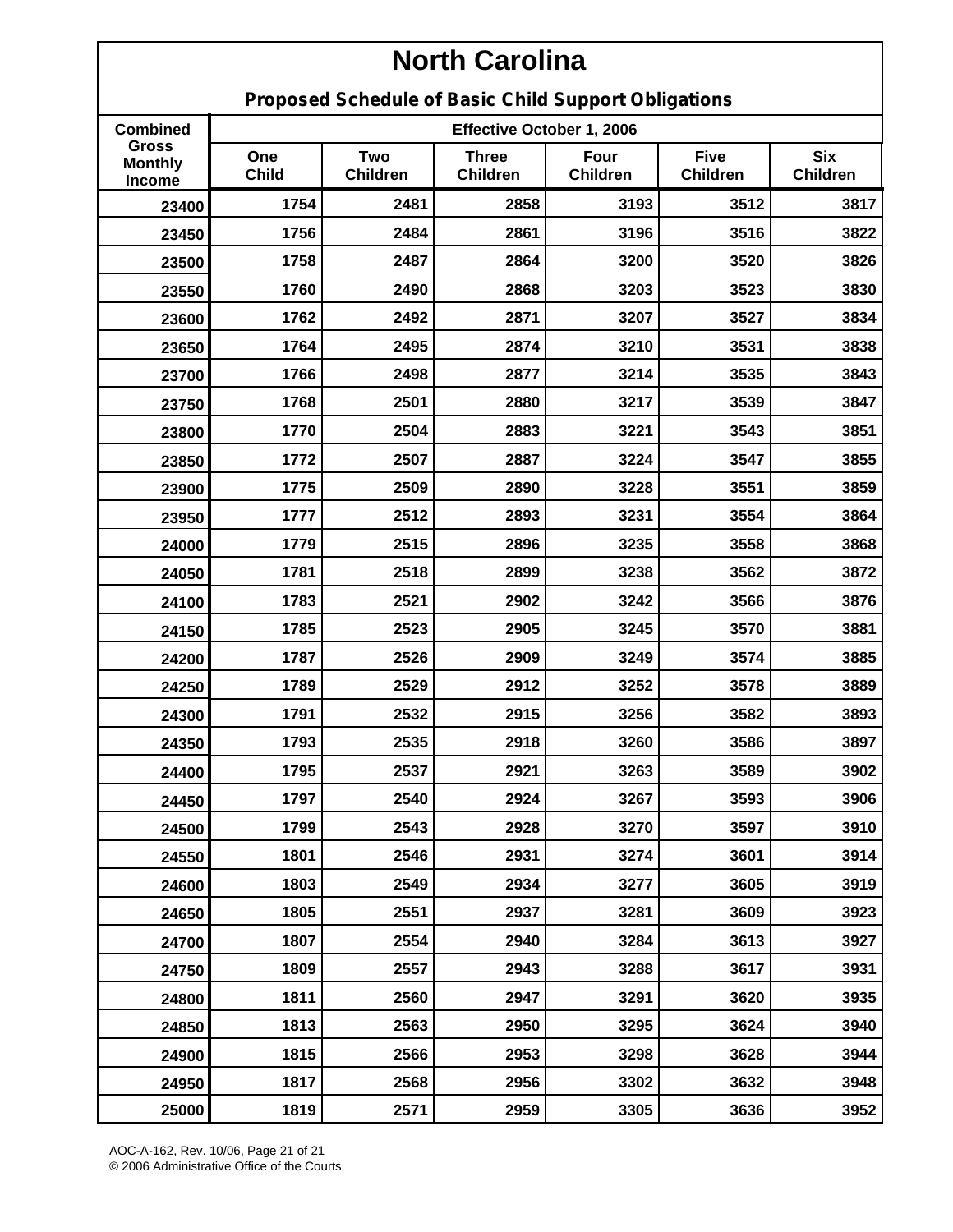# North Carolina

## Proposed Schedule of Basic Child Support Obligations

| Combined Gross Monthly Income | Effective October 1, 2006 | | | | | |
|---|---|---|---|---|---|---|
| | One Child | Two Children | Three Children | Four Children | Five Children | Six Children |
| 23400 | 1754 | 2481 | 2858 | 3193 | 3512 | 3817 |
| 23450 | 1756 | 2484 | 2861 | 3196 | 3516 | 3822 |
| 23500 | 1758 | 2487 | 2864 | 3200 | 3520 | 3826 |
| 23550 | 1760 | 2490 | 2868 | 3203 | 3523 | 3830 |
| 23600 | 1762 | 2492 | 2871 | 3207 | 3527 | 3834 |
| 23650 | 1764 | 2495 | 2874 | 3210 | 3531 | 3838 |
| 23700 | 1766 | 2498 | 2877 | 3214 | 3535 | 3843 |
| 23750 | 1768 | 2501 | 2880 | 3217 | 3539 | 3847 |
| 23800 | 1770 | 2504 | 2883 | 3221 | 3543 | 3851 |
| 23850 | 1772 | 2507 | 2887 | 3224 | 3547 | 3855 |
| 23900 | 1775 | 2509 | 2890 | 3228 | 3551 | 3859 |
| 23950 | 1777 | 2512 | 2893 | 3231 | 3554 | 3864 |
| 24000 | 1779 | 2515 | 2896 | 3235 | 3558 | 3868 |
| 24050 | 1781 | 2518 | 2899 | 3238 | 3562 | 3872 |
| 24100 | 1783 | 2521 | 2902 | 3242 | 3566 | 3876 |
| 24150 | 1785 | 2523 | 2905 | 3245 | 3570 | 3881 |
| 24200 | 1787 | 2526 | 2909 | 3249 | 3574 | 3885 |
| 24250 | 1789 | 2529 | 2912 | 3252 | 3578 | 3889 |
| 24300 | 1791 | 2532 | 2915 | 3256 | 3582 | 3893 |
| 24350 | 1793 | 2535 | 2918 | 3260 | 3586 | 3897 |
| 24400 | 1795 | 2537 | 2921 | 3263 | 3589 | 3902 |
| 24450 | 1797 | 2540 | 2924 | 3267 | 3593 | 3906 |
| 24500 | 1799 | 2543 | 2928 | 3270 | 3597 | 3910 |
| 24550 | 1801 | 2546 | 2931 | 3274 | 3601 | 3914 |
| 24600 | 1803 | 2549 | 2934 | 3277 | 3605 | 3919 |
| 24650 | 1805 | 2551 | 2937 | 3281 | 3609 | 3923 |
| 24700 | 1807 | 2554 | 2940 | 3284 | 3613 | 3927 |
| 24750 | 1809 | 2557 | 2943 | 3288 | 3617 | 3931 |
| 24800 | 1811 | 2560 | 2947 | 3291 | 3620 | 3935 |
| 24850 | 1813 | 2563 | 2950 | 3295 | 3624 | 3940 |
| 24900 | 1815 | 2566 | 2953 | 3298 | 3628 | 3944 |
| 24950 | 1817 | 2568 | 2956 | 3302 | 3632 | 3948 |
| 25000 | 1819 | 2571 | 2959 | 3305 | 3636 | 3952 |

AOC-A-162, Rev. 10/06, Page 21 of 21
© 2006 Administrative Office of the Courts